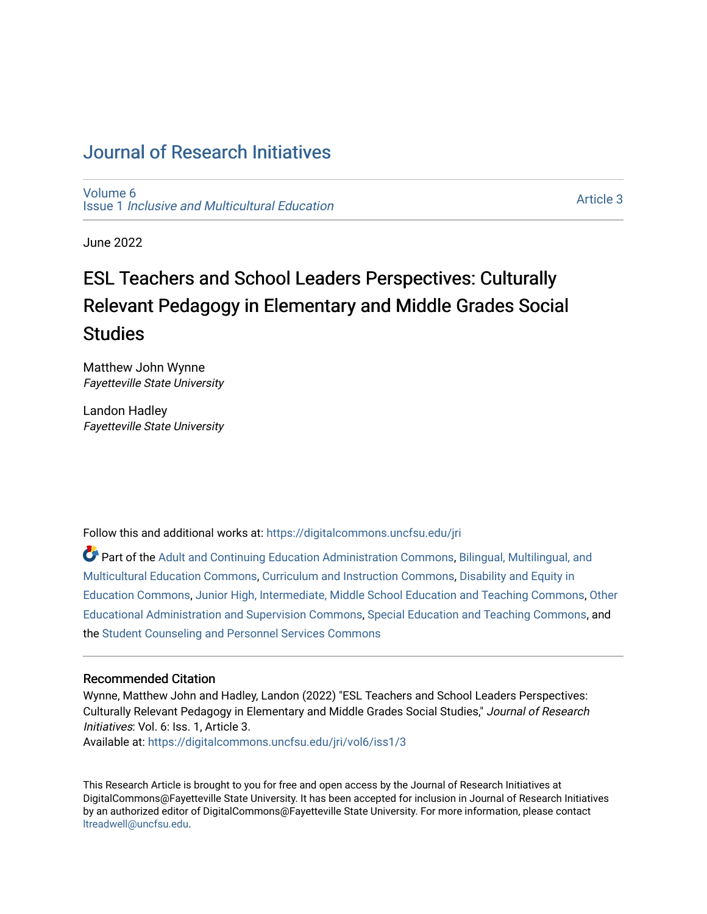# Journal of Research Initiatives

Volume 6
Issue 1 *Inclusive and Multicultural Education*

Article 3

June 2022

# ESL Teachers and School Leaders Perspectives: Culturally Relevant Pedagogy in Elementary and Middle Grades Social Studies

Matthew John Wynne
*Fayetteville State University*

Landon Hadley
*Fayetteville State University*

Follow this and additional works at: https://digitalcommons.uncfsu.edu/jri

Part of the Adult and Continuing Education Administration Commons, Bilingual, Multilingual, and Multicultural Education Commons, Curriculum and Instruction Commons, Disability and Equity in Education Commons, Junior High, Intermediate, Middle School Education and Teaching Commons, Other Educational Administration and Supervision Commons, Special Education and Teaching Commons, and the Student Counseling and Personnel Services Commons

## Recommended Citation

Wynne, Matthew John and Hadley, Landon (2022) "ESL Teachers and School Leaders Perspectives: Culturally Relevant Pedagogy in Elementary and Middle Grades Social Studies," *Journal of Research Initiatives*: Vol. 6: Iss. 1, Article 3.
Available at: https://digitalcommons.uncfsu.edu/jri/vol6/iss1/3

This Research Article is brought to you for free and open access by the Journal of Research Initiatives at DigitalCommons@Fayetteville State University. It has been accepted for inclusion in Journal of Research Initiatives by an authorized editor of DigitalCommons@Fayetteville State University. For more information, please contact ltreadwell@uncfsu.edu.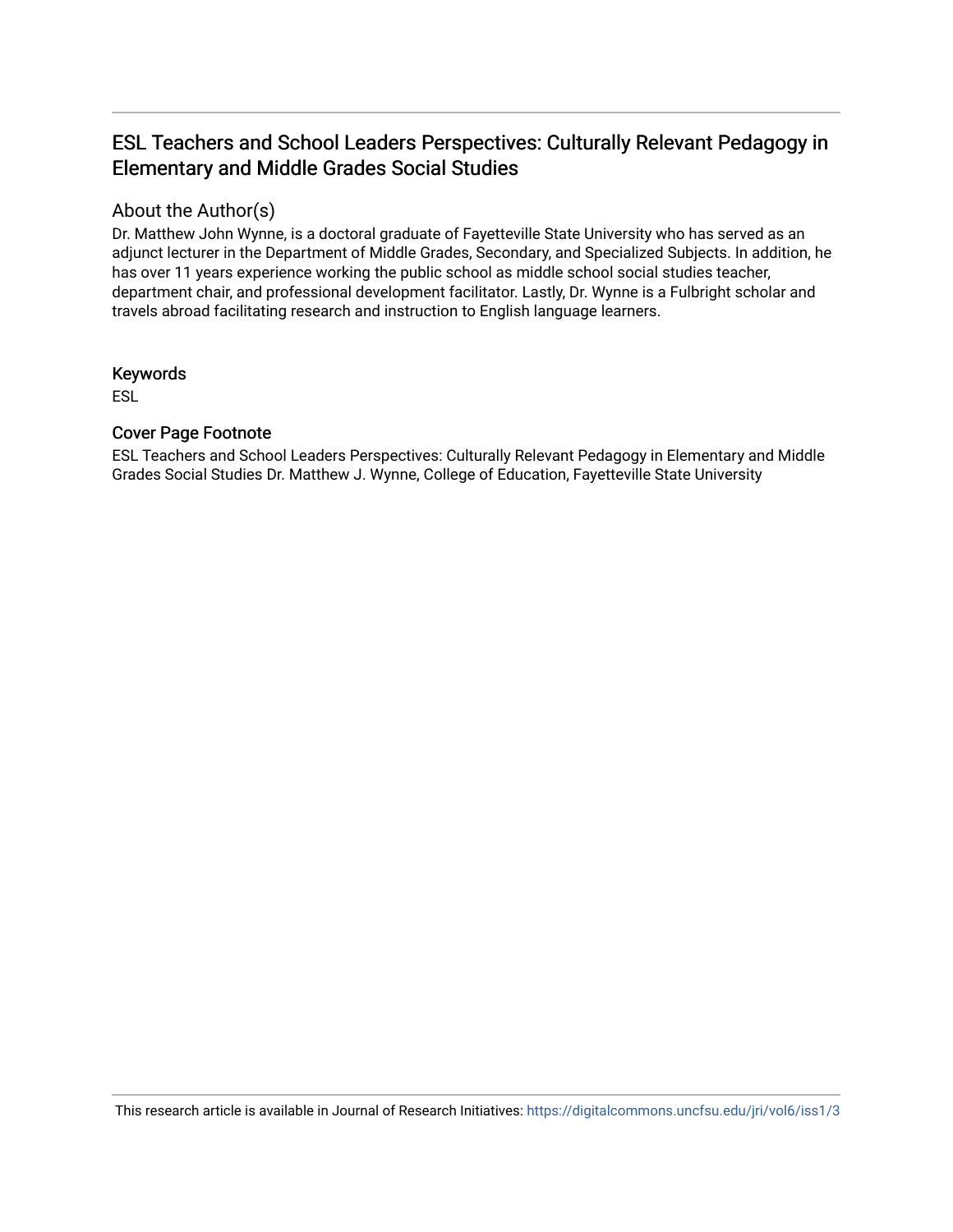# ESL Teachers and School Leaders Perspectives: Culturally Relevant Pedagogy in Elementary and Middle Grades Social Studies

## About the Author(s)

Dr. Matthew John Wynne, is a doctoral graduate of Fayetteville State University who has served as an adjunct lecturer in the Department of Middle Grades, Secondary, and Specialized Subjects. In addition, he has over 11 years experience working the public school as middle school social studies teacher, department chair, and professional development facilitator. Lastly, Dr. Wynne is a Fulbright scholar and travels abroad facilitating research and instruction to English language learners.

## Keywords

ESL

## Cover Page Footnote

ESL Teachers and School Leaders Perspectives: Culturally Relevant Pedagogy in Elementary and Middle Grades Social Studies Dr. Matthew J. Wynne, College of Education, Fayetteville State University

This research article is available in Journal of Research Initiatives: https://digitalcommons.uncfsu.edu/jri/vol6/iss1/3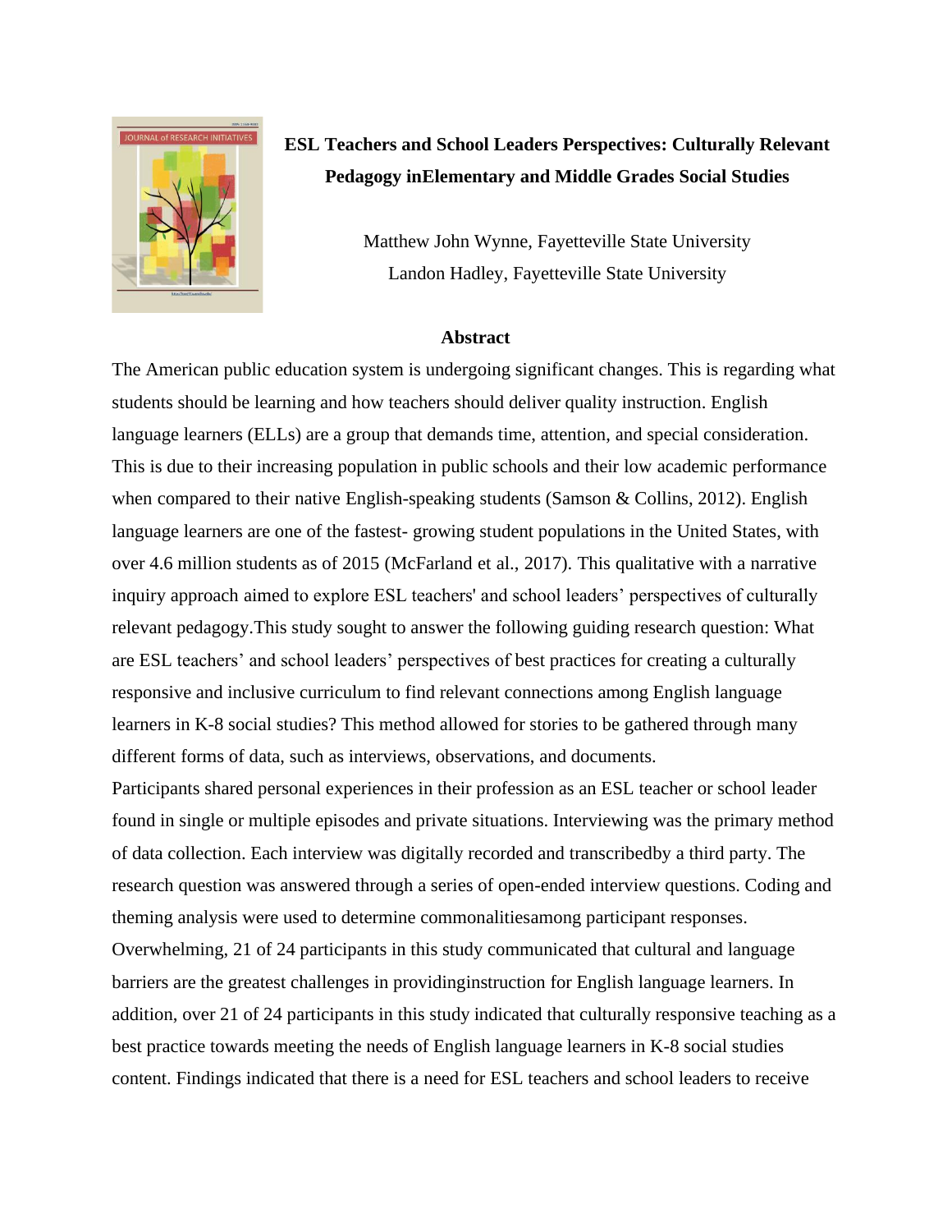**ESL Teachers and School Leaders Perspectives: Culturally Relevant Pedagogy inElementary and Middle Grades Social Studies**

Matthew John Wynne, Fayetteville State University
Landon Hadley, Fayetteville State University

## Abstract

The American public education system is undergoing significant changes. This is regarding what students should be learning and how teachers should deliver quality instruction. English language learners (ELLs) are a group that demands time, attention, and special consideration. This is due to their increasing population in public schools and their low academic performance when compared to their native English-speaking students (Samson & Collins, 2012). English language learners are one of the fastest- growing student populations in the United States, with over 4.6 million students as of 2015 (McFarland et al., 2017). This qualitative with a narrative inquiry approach aimed to explore ESL teachers' and school leaders' perspectives of culturally relevant pedagogy.This study sought to answer the following guiding research question: What are ESL teachers' and school leaders' perspectives of best practices for creating a culturally responsive and inclusive curriculum to find relevant connections among English language learners in K-8 social studies? This method allowed for stories to be gathered through many different forms of data, such as interviews, observations, and documents.

Participants shared personal experiences in their profession as an ESL teacher or school leader found in single or multiple episodes and private situations. Interviewing was the primary method of data collection. Each interview was digitally recorded and transcribedby a third party. The research question was answered through a series of open-ended interview questions. Coding and theming analysis were used to determine commonalitiesamong participant responses. Overwhelming, 21 of 24 participants in this study communicated that cultural and language barriers are the greatest challenges in providinginstruction for English language learners. In addition, over 21 of 24 participants in this study indicated that culturally responsive teaching as a best practice towards meeting the needs of English language learners in K-8 social studies content. Findings indicated that there is a need for ESL teachers and school leaders to receive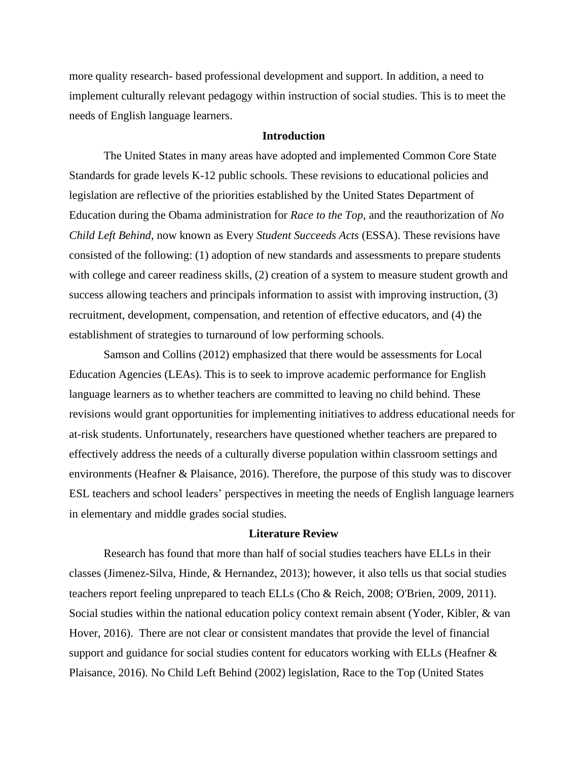more quality research- based professional development and support. In addition, a need to implement culturally relevant pedagogy within instruction of social studies. This is to meet the needs of English language learners.

## Introduction

The United States in many areas have adopted and implemented Common Core State Standards for grade levels K-12 public schools. These revisions to educational policies and legislation are reflective of the priorities established by the United States Department of Education during the Obama administration for *Race to the Top,* and the reauthorization of *No Child Left Behind*, now known as Every *Student Succeeds Acts* (ESSA). These revisions have consisted of the following: (1) adoption of new standards and assessments to prepare students with college and career readiness skills, (2) creation of a system to measure student growth and success allowing teachers and principals information to assist with improving instruction, (3) recruitment, development, compensation, and retention of effective educators, and (4) the establishment of strategies to turnaround of low performing schools.

Samson and Collins (2012) emphasized that there would be assessments for Local Education Agencies (LEAs). This is to seek to improve academic performance for English language learners as to whether teachers are committed to leaving no child behind. These revisions would grant opportunities for implementing initiatives to address educational needs for at-risk students. Unfortunately, researchers have questioned whether teachers are prepared to effectively address the needs of a culturally diverse population within classroom settings and environments (Heafner & Plaisance, 2016). Therefore, the purpose of this study was to discover ESL teachers and school leaders' perspectives in meeting the needs of English language learners in elementary and middle grades social studies.

## Literature Review

Research has found that more than half of social studies teachers have ELLs in their classes (Jimenez-Silva, Hinde, & Hernandez, 2013); however, it also tells us that social studies teachers report feeling unprepared to teach ELLs (Cho & Reich, 2008; O'Brien, 2009, 2011). Social studies within the national education policy context remain absent (Yoder, Kibler, & van Hover, 2016). There are not clear or consistent mandates that provide the level of financial support and guidance for social studies content for educators working with ELLs (Heafner & Plaisance, 2016). No Child Left Behind (2002) legislation, Race to the Top (United States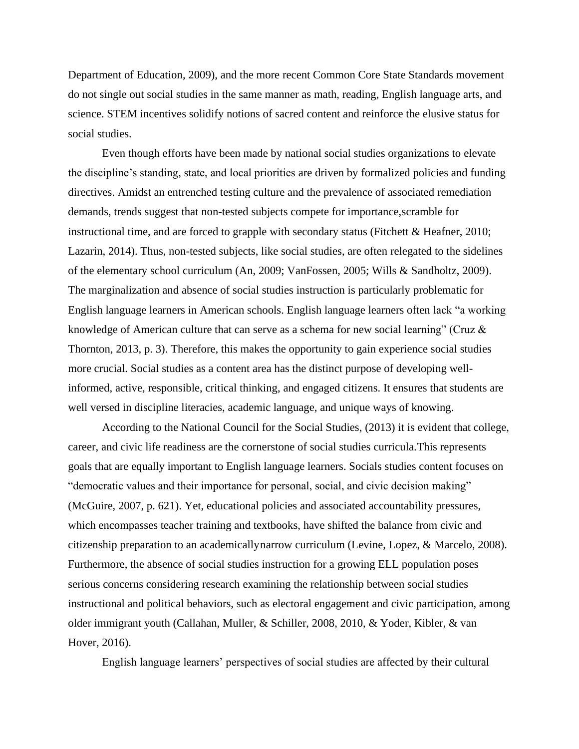Department of Education, 2009), and the more recent Common Core State Standards movement do not single out social studies in the same manner as math, reading, English language arts, and science. STEM incentives solidify notions of sacred content and reinforce the elusive status for social studies.

Even though efforts have been made by national social studies organizations to elevate the discipline's standing, state, and local priorities are driven by formalized policies and funding directives. Amidst an entrenched testing culture and the prevalence of associated remediation demands, trends suggest that non-tested subjects compete for importance,scramble for instructional time, and are forced to grapple with secondary status (Fitchett & Heafner, 2010; Lazarin, 2014). Thus, non-tested subjects, like social studies, are often relegated to the sidelines of the elementary school curriculum (An, 2009; VanFossen, 2005; Wills & Sandholtz, 2009). The marginalization and absence of social studies instruction is particularly problematic for English language learners in American schools. English language learners often lack "a working knowledge of American culture that can serve as a schema for new social learning" (Cruz & Thornton, 2013, p. 3). Therefore, this makes the opportunity to gain experience social studies more crucial. Social studies as a content area has the distinct purpose of developing well-informed, active, responsible, critical thinking, and engaged citizens. It ensures that students are well versed in discipline literacies, academic language, and unique ways of knowing.

According to the National Council for the Social Studies, (2013) it is evident that college, career, and civic life readiness are the cornerstone of social studies curricula.This represents goals that are equally important to English language learners. Socials studies content focuses on "democratic values and their importance for personal, social, and civic decision making" (McGuire, 2007, p. 621). Yet, educational policies and associated accountability pressures, which encompasses teacher training and textbooks, have shifted the balance from civic and citizenship preparation to an academicallynarrow curriculum (Levine, Lopez, & Marcelo, 2008). Furthermore, the absence of social studies instruction for a growing ELL population poses serious concerns considering research examining the relationship between social studies instructional and political behaviors, such as electoral engagement and civic participation, among older immigrant youth (Callahan, Muller, & Schiller, 2008, 2010, & Yoder, Kibler, & van Hover, 2016).

English language learners' perspectives of social studies are affected by their cultural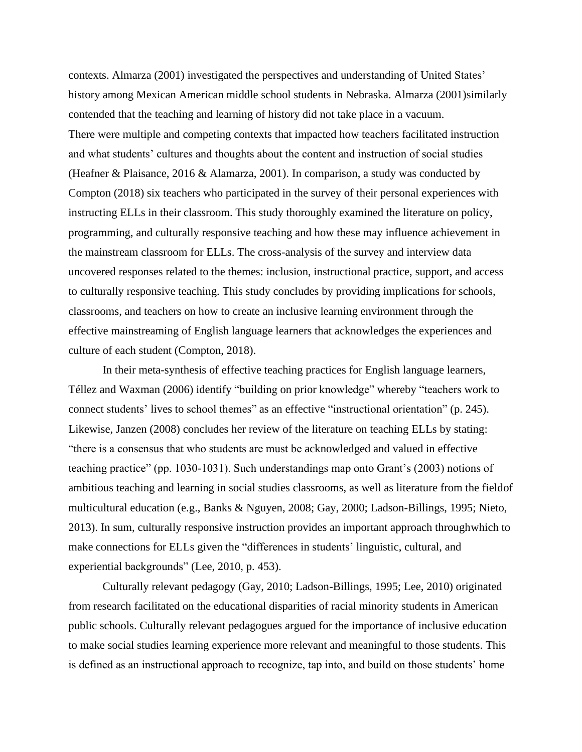contexts. Almarza (2001) investigated the perspectives and understanding of United States' history among Mexican American middle school students in Nebraska. Almarza (2001)similarly contended that the teaching and learning of history did not take place in a vacuum.
There were multiple and competing contexts that impacted how teachers facilitated instruction and what students' cultures and thoughts about the content and instruction of social studies (Heafner & Plaisance, 2016 & Alamarza, 2001). In comparison, a study was conducted by Compton (2018) six teachers who participated in the survey of their personal experiences with instructing ELLs in their classroom. This study thoroughly examined the literature on policy, programming, and culturally responsive teaching and how these may influence achievement in the mainstream classroom for ELLs. The cross-analysis of the survey and interview data uncovered responses related to the themes: inclusion, instructional practice, support, and access to culturally responsive teaching. This study concludes by providing implications for schools, classrooms, and teachers on how to create an inclusive learning environment through the effective mainstreaming of English language learners that acknowledges the experiences and culture of each student (Compton, 2018).

In their meta-synthesis of effective teaching practices for English language learners, Téllez and Waxman (2006) identify "building on prior knowledge" whereby "teachers work to connect students' lives to school themes" as an effective "instructional orientation" (p. 245). Likewise, Janzen (2008) concludes her review of the literature on teaching ELLs by stating: "there is a consensus that who students are must be acknowledged and valued in effective teaching practice" (pp. 1030-1031). Such understandings map onto Grant's (2003) notions of ambitious teaching and learning in social studies classrooms, as well as literature from the fieldof multicultural education (e.g., Banks & Nguyen, 2008; Gay, 2000; Ladson-Billings, 1995; Nieto, 2013). In sum, culturally responsive instruction provides an important approach throughwhich to make connections for ELLs given the "differences in students' linguistic, cultural, and experiential backgrounds" (Lee, 2010, p. 453).

Culturally relevant pedagogy (Gay, 2010; Ladson-Billings, 1995; Lee, 2010) originated from research facilitated on the educational disparities of racial minority students in American public schools. Culturally relevant pedagogues argued for the importance of inclusive education to make social studies learning experience more relevant and meaningful to those students. This is defined as an instructional approach to recognize, tap into, and build on those students' home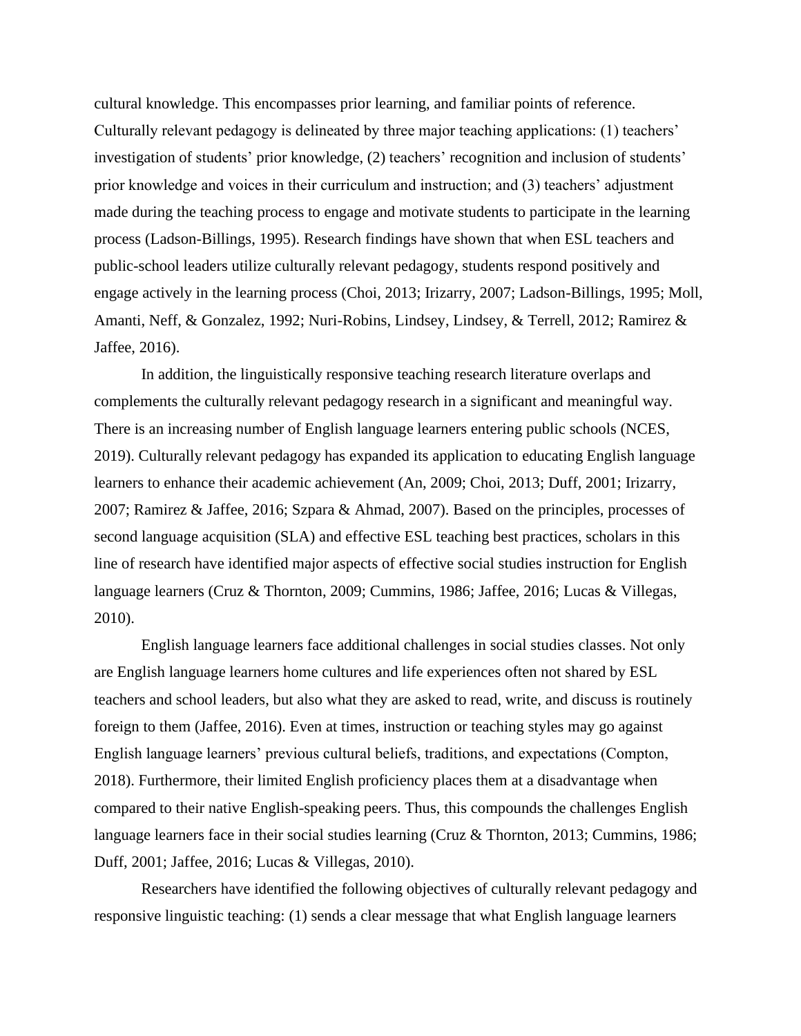cultural knowledge. This encompasses prior learning, and familiar points of reference. Culturally relevant pedagogy is delineated by three major teaching applications: (1) teachers' investigation of students' prior knowledge, (2) teachers' recognition and inclusion of students' prior knowledge and voices in their curriculum and instruction; and (3) teachers' adjustment made during the teaching process to engage and motivate students to participate in the learning process (Ladson-Billings, 1995). Research findings have shown that when ESL teachers and public-school leaders utilize culturally relevant pedagogy, students respond positively and engage actively in the learning process (Choi, 2013; Irizarry, 2007; Ladson-Billings, 1995; Moll, Amanti, Neff, & Gonzalez, 1992; Nuri-Robins, Lindsey, Lindsey, & Terrell, 2012; Ramirez & Jaffee, 2016).

In addition, the linguistically responsive teaching research literature overlaps and complements the culturally relevant pedagogy research in a significant and meaningful way. There is an increasing number of English language learners entering public schools (NCES, 2019). Culturally relevant pedagogy has expanded its application to educating English language learners to enhance their academic achievement (An, 2009; Choi, 2013; Duff, 2001; Irizarry, 2007; Ramirez & Jaffee, 2016; Szpara & Ahmad, 2007). Based on the principles, processes of second language acquisition (SLA) and effective ESL teaching best practices, scholars in this line of research have identified major aspects of effective social studies instruction for English language learners (Cruz & Thornton, 2009; Cummins, 1986; Jaffee, 2016; Lucas & Villegas, 2010).

English language learners face additional challenges in social studies classes. Not only are English language learners home cultures and life experiences often not shared by ESL teachers and school leaders, but also what they are asked to read, write, and discuss is routinely foreign to them (Jaffee, 2016). Even at times, instruction or teaching styles may go against English language learners' previous cultural beliefs, traditions, and expectations (Compton, 2018). Furthermore, their limited English proficiency places them at a disadvantage when compared to their native English-speaking peers. Thus, this compounds the challenges English language learners face in their social studies learning (Cruz & Thornton, 2013; Cummins, 1986; Duff, 2001; Jaffee, 2016; Lucas & Villegas, 2010).

Researchers have identified the following objectives of culturally relevant pedagogy and responsive linguistic teaching: (1) sends a clear message that what English language learners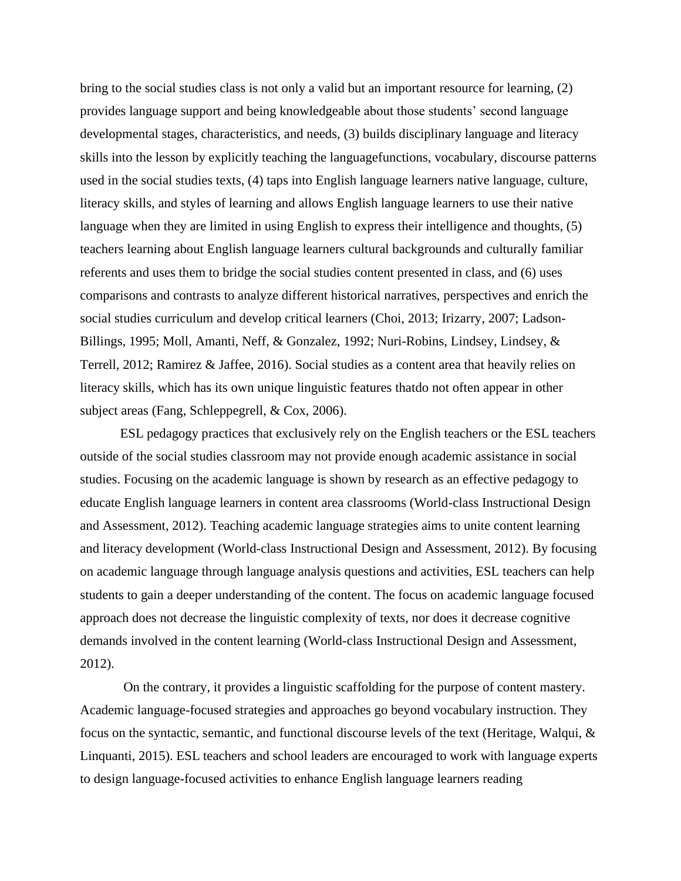bring to the social studies class is not only a valid but an important resource for learning, (2) provides language support and being knowledgeable about those students' second language developmental stages, characteristics, and needs, (3) builds disciplinary language and literacy skills into the lesson by explicitly teaching the languagefunctions, vocabulary, discourse patterns used in the social studies texts, (4) taps into English language learners native language, culture, literacy skills, and styles of learning and allows English language learners to use their native language when they are limited in using English to express their intelligence and thoughts, (5) teachers learning about English language learners cultural backgrounds and culturally familiar referents and uses them to bridge the social studies content presented in class, and (6) uses comparisons and contrasts to analyze different historical narratives, perspectives and enrich the social studies curriculum and develop critical learners (Choi, 2013; Irizarry, 2007; Ladson-Billings, 1995; Moll, Amanti, Neff, & Gonzalez, 1992; Nuri-Robins, Lindsey, Lindsey, & Terrell, 2012; Ramirez & Jaffee, 2016). Social studies as a content area that heavily relies on literacy skills, which has its own unique linguistic features thatdo not often appear in other subject areas (Fang, Schleppegrell, & Cox, 2006).

ESL pedagogy practices that exclusively rely on the English teachers or the ESL teachers outside of the social studies classroom may not provide enough academic assistance in social studies. Focusing on the academic language is shown by research as an effective pedagogy to educate English language learners in content area classrooms (World-class Instructional Design and Assessment, 2012). Teaching academic language strategies aims to unite content learning and literacy development (World-class Instructional Design and Assessment, 2012). By focusing on academic language through language analysis questions and activities, ESL teachers can help students to gain a deeper understanding of the content. The focus on academic language focused approach does not decrease the linguistic complexity of texts, nor does it decrease cognitive demands involved in the content learning (World-class Instructional Design and Assessment, 2012).

On the contrary, it provides a linguistic scaffolding for the purpose of content mastery. Academic language-focused strategies and approaches go beyond vocabulary instruction. They focus on the syntactic, semantic, and functional discourse levels of the text (Heritage, Walqui, & Linquanti, 2015). ESL teachers and school leaders are encouraged to work with language experts to design language-focused activities to enhance English language learners reading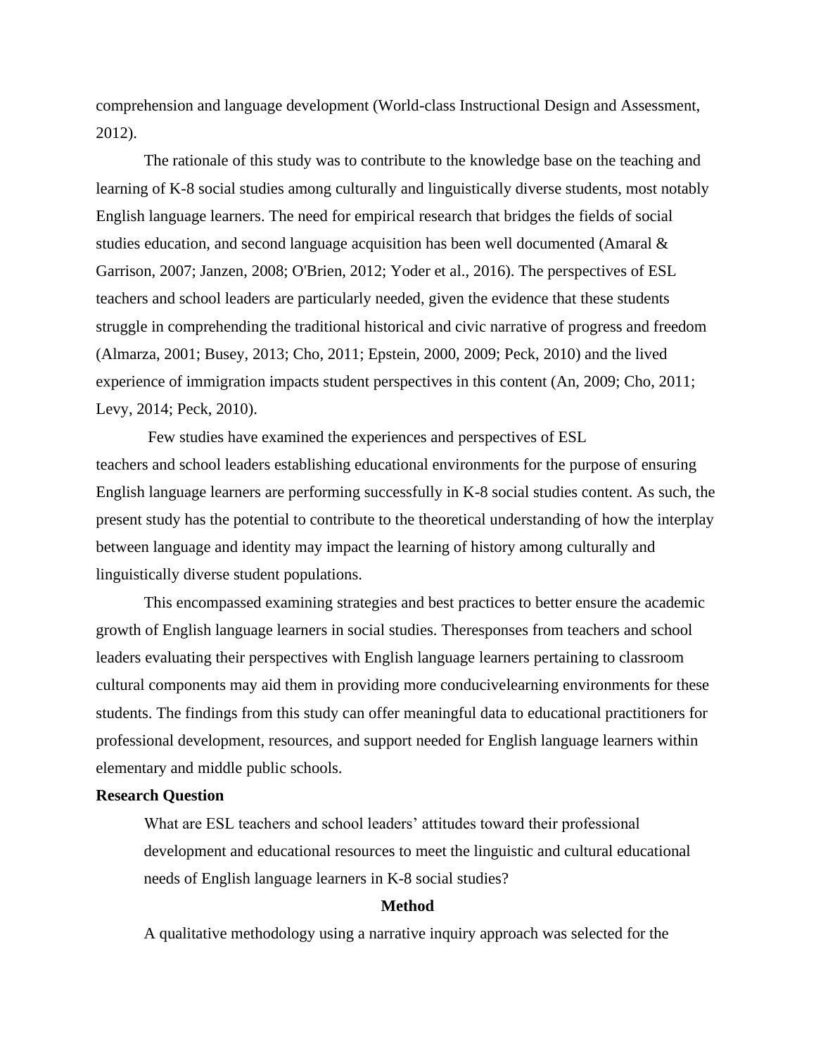comprehension and language development (World-class Instructional Design and Assessment, 2012).

The rationale of this study was to contribute to the knowledge base on the teaching and learning of K-8 social studies among culturally and linguistically diverse students, most notably English language learners. The need for empirical research that bridges the fields of social studies education, and second language acquisition has been well documented (Amaral & Garrison, 2007; Janzen, 2008; O'Brien, 2012; Yoder et al., 2016). The perspectives of ESL teachers and school leaders are particularly needed, given the evidence that these students struggle in comprehending the traditional historical and civic narrative of progress and freedom (Almarza, 2001; Busey, 2013; Cho, 2011; Epstein, 2000, 2009; Peck, 2010) and the lived experience of immigration impacts student perspectives in this content (An, 2009; Cho, 2011; Levy, 2014; Peck, 2010).

Few studies have examined the experiences and perspectives of ESL teachers and school leaders establishing educational environments for the purpose of ensuring English language learners are performing successfully in K-8 social studies content. As such, the present study has the potential to contribute to the theoretical understanding of how the interplay between language and identity may impact the learning of history among culturally and linguistically diverse student populations.

This encompassed examining strategies and best practices to better ensure the academic growth of English language learners in social studies. Theresponses from teachers and school leaders evaluating their perspectives with English language learners pertaining to classroom cultural components may aid them in providing more conducivelearning environments for these students. The findings from this study can offer meaningful data to educational practitioners for professional development, resources, and support needed for English language learners within elementary and middle public schools.

**Research Question**

What are ESL teachers and school leaders' attitudes toward their professional development and educational resources to meet the linguistic and cultural educational needs of English language learners in K-8 social studies?

## Method

A qualitative methodology using a narrative inquiry approach was selected for the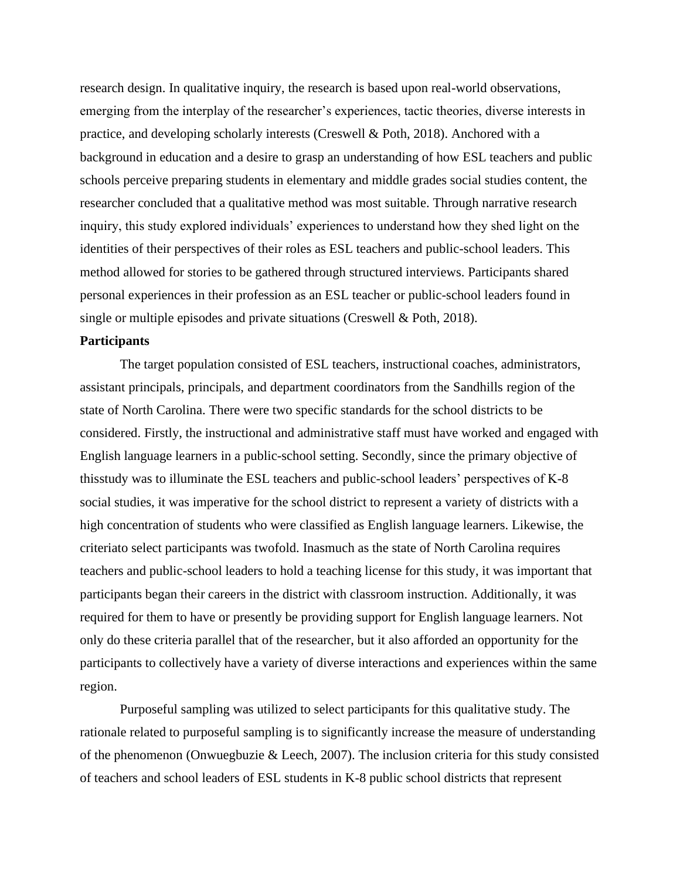research design. In qualitative inquiry, the research is based upon real-world observations, emerging from the interplay of the researcher's experiences, tactic theories, diverse interests in practice, and developing scholarly interests (Creswell & Poth, 2018). Anchored with a background in education and a desire to grasp an understanding of how ESL teachers and public schools perceive preparing students in elementary and middle grades social studies content, the researcher concluded that a qualitative method was most suitable. Through narrative research inquiry, this study explored individuals' experiences to understand how they shed light on the identities of their perspectives of their roles as ESL teachers and public-school leaders. This method allowed for stories to be gathered through structured interviews. Participants shared personal experiences in their profession as an ESL teacher or public-school leaders found in single or multiple episodes and private situations (Creswell & Poth, 2018).

**Participants**

The target population consisted of ESL teachers, instructional coaches, administrators, assistant principals, principals, and department coordinators from the Sandhills region of the state of North Carolina. There were two specific standards for the school districts to be considered. Firstly, the instructional and administrative staff must have worked and engaged with English language learners in a public-school setting. Secondly, since the primary objective of thisstudy was to illuminate the ESL teachers and public-school leaders' perspectives of K-8 social studies, it was imperative for the school district to represent a variety of districts with a high concentration of students who were classified as English language learners. Likewise, the criteriato select participants was twofold. Inasmuch as the state of North Carolina requires teachers and public-school leaders to hold a teaching license for this study, it was important that participants began their careers in the district with classroom instruction. Additionally, it was required for them to have or presently be providing support for English language learners. Not only do these criteria parallel that of the researcher, but it also afforded an opportunity for the participants to collectively have a variety of diverse interactions and experiences within the same region.

Purposeful sampling was utilized to select participants for this qualitative study. The rationale related to purposeful sampling is to significantly increase the measure of understanding of the phenomenon (Onwuegbuzie & Leech, 2007). The inclusion criteria for this study consisted of teachers and school leaders of ESL students in K-8 public school districts that represent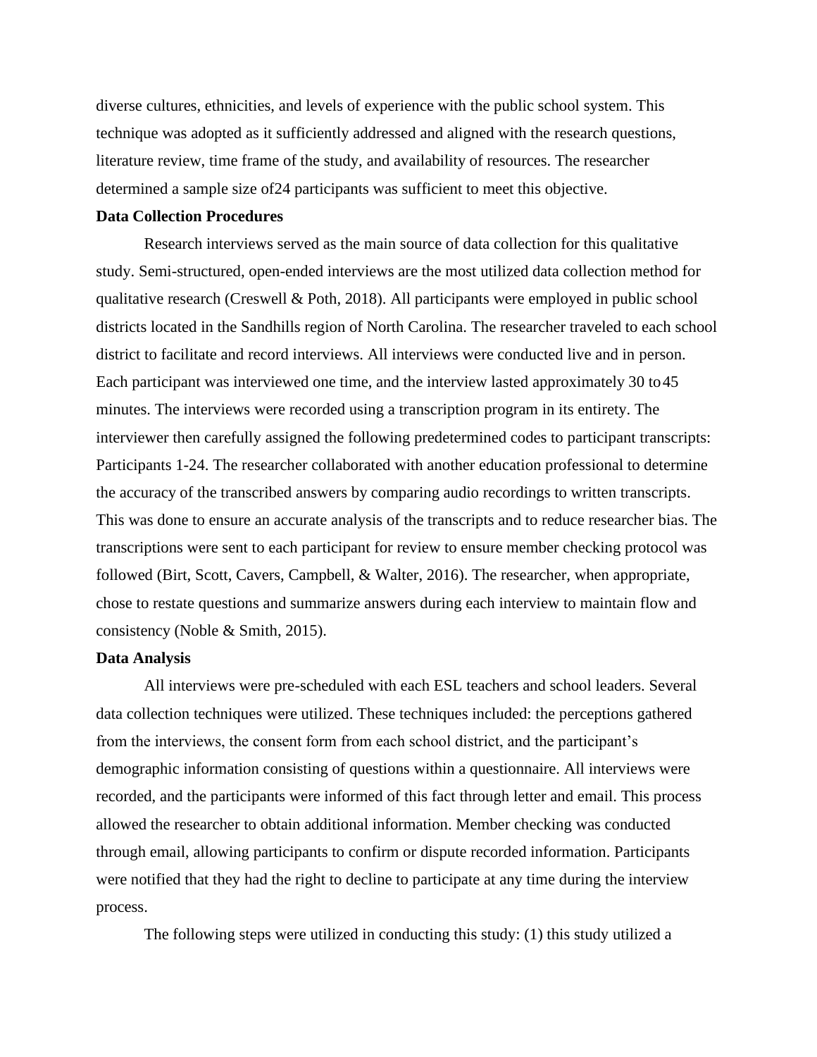diverse cultures, ethnicities, and levels of experience with the public school system. This technique was adopted as it sufficiently addressed and aligned with the research questions, literature review, time frame of the study, and availability of resources. The researcher determined a sample size of24 participants was sufficient to meet this objective.

**Data Collection Procedures**

Research interviews served as the main source of data collection for this qualitative study. Semi-structured, open-ended interviews are the most utilized data collection method for qualitative research (Creswell & Poth, 2018). All participants were employed in public school districts located in the Sandhills region of North Carolina. The researcher traveled to each school district to facilitate and record interviews. All interviews were conducted live and in person. Each participant was interviewed one time, and the interview lasted approximately 30 to 45 minutes. The interviews were recorded using a transcription program in its entirety. The interviewer then carefully assigned the following predetermined codes to participant transcripts: Participants 1-24. The researcher collaborated with another education professional to determine the accuracy of the transcribed answers by comparing audio recordings to written transcripts. This was done to ensure an accurate analysis of the transcripts and to reduce researcher bias. The transcriptions were sent to each participant for review to ensure member checking protocol was followed (Birt, Scott, Cavers, Campbell, & Walter, 2016). The researcher, when appropriate, chose to restate questions and summarize answers during each interview to maintain flow and consistency (Noble & Smith, 2015).

**Data Analysis**

All interviews were pre-scheduled with each ESL teachers and school leaders. Several data collection techniques were utilized. These techniques included: the perceptions gathered from the interviews, the consent form from each school district, and the participant's demographic information consisting of questions within a questionnaire. All interviews were recorded, and the participants were informed of this fact through letter and email. This process allowed the researcher to obtain additional information. Member checking was conducted through email, allowing participants to confirm or dispute recorded information. Participants were notified that they had the right to decline to participate at any time during the interview process.

The following steps were utilized in conducting this study: (1) this study utilized a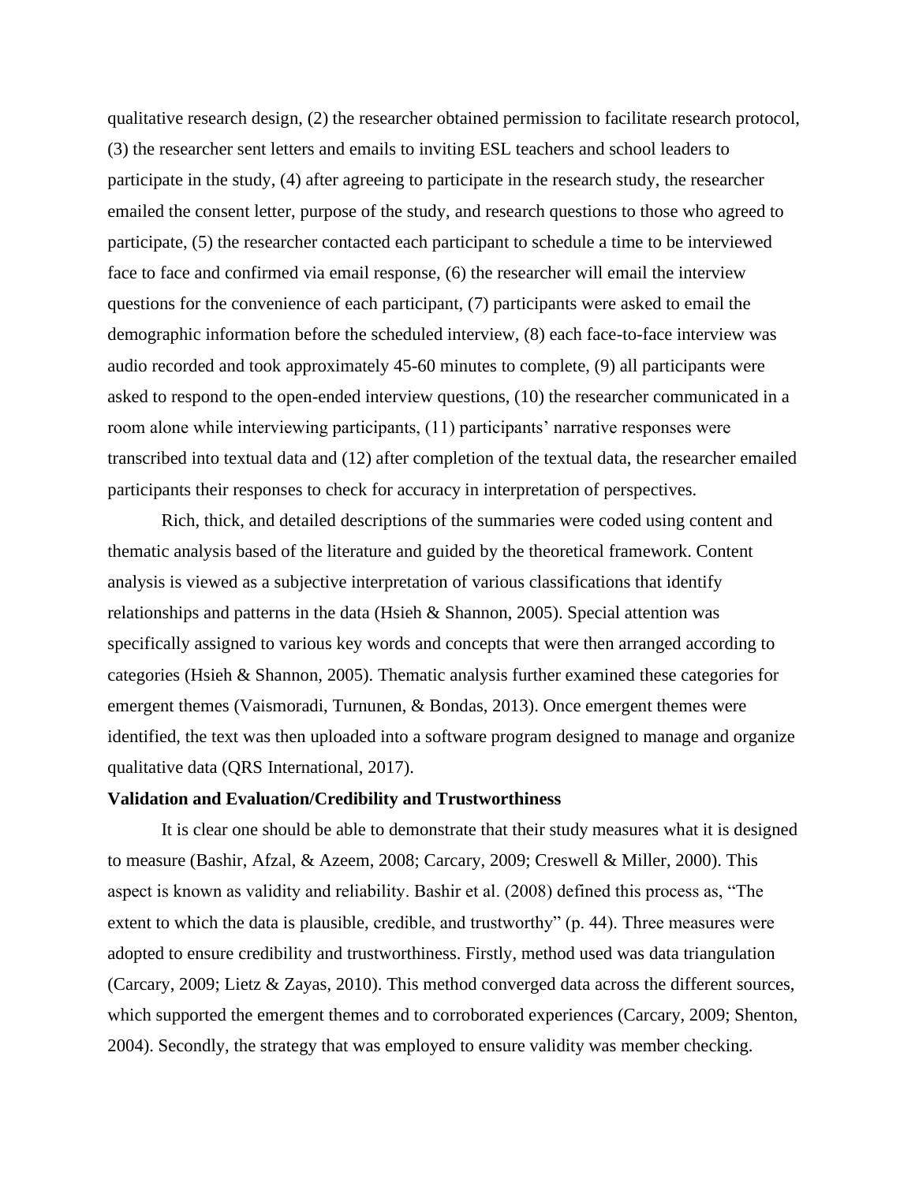qualitative research design, (2) the researcher obtained permission to facilitate research protocol, (3) the researcher sent letters and emails to inviting ESL teachers and school leaders to participate in the study, (4) after agreeing to participate in the research study, the researcher emailed the consent letter, purpose of the study, and research questions to those who agreed to participate, (5) the researcher contacted each participant to schedule a time to be interviewed face to face and confirmed via email response, (6) the researcher will email the interview questions for the convenience of each participant, (7) participants were asked to email the demographic information before the scheduled interview, (8) each face-to-face interview was audio recorded and took approximately 45-60 minutes to complete, (9) all participants were asked to respond to the open-ended interview questions, (10) the researcher communicated in a room alone while interviewing participants, (11) participants' narrative responses were transcribed into textual data and (12) after completion of the textual data, the researcher emailed participants their responses to check for accuracy in interpretation of perspectives.

Rich, thick, and detailed descriptions of the summaries were coded using content and thematic analysis based of the literature and guided by the theoretical framework. Content analysis is viewed as a subjective interpretation of various classifications that identify relationships and patterns in the data (Hsieh & Shannon, 2005). Special attention was specifically assigned to various key words and concepts that were then arranged according to categories (Hsieh & Shannon, 2005). Thematic analysis further examined these categories for emergent themes (Vaismoradi, Turnunen, & Bondas, 2013). Once emergent themes were identified, the text was then uploaded into a software program designed to manage and organize qualitative data (QRS International, 2017).

**Validation and Evaluation/Credibility and Trustworthiness**

It is clear one should be able to demonstrate that their study measures what it is designed to measure (Bashir, Afzal, & Azeem, 2008; Carcary, 2009; Creswell & Miller, 2000). This aspect is known as validity and reliability. Bashir et al. (2008) defined this process as, "The extent to which the data is plausible, credible, and trustworthy" (p. 44). Three measures were adopted to ensure credibility and trustworthiness. Firstly, method used was data triangulation (Carcary, 2009; Lietz & Zayas, 2010). This method converged data across the different sources, which supported the emergent themes and to corroborated experiences (Carcary, 2009; Shenton, 2004). Secondly, the strategy that was employed to ensure validity was member checking.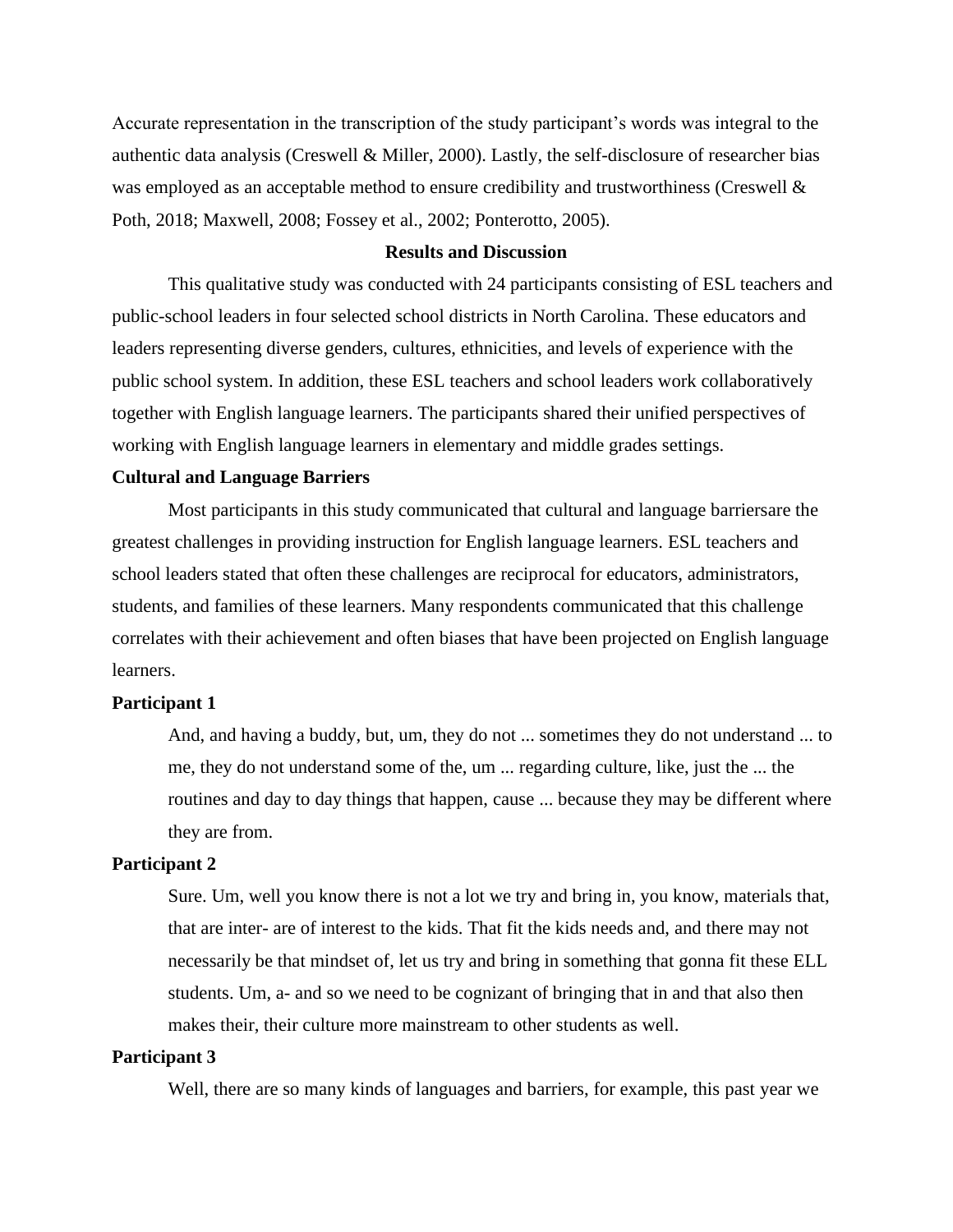Accurate representation in the transcription of the study participant's words was integral to the authentic data analysis (Creswell & Miller, 2000). Lastly, the self-disclosure of researcher bias was employed as an acceptable method to ensure credibility and trustworthiness (Creswell & Poth, 2018; Maxwell, 2008; Fossey et al., 2002; Ponterotto, 2005).

## Results and Discussion

This qualitative study was conducted with 24 participants consisting of ESL teachers and public-school leaders in four selected school districts in North Carolina. These educators and leaders representing diverse genders, cultures, ethnicities, and levels of experience with the public school system. In addition, these ESL teachers and school leaders work collaboratively together with English language learners. The participants shared their unified perspectives of working with English language learners in elementary and middle grades settings.

### Cultural and Language Barriers

Most participants in this study communicated that cultural and language barriersare the greatest challenges in providing instruction for English language learners. ESL teachers and school leaders stated that often these challenges are reciprocal for educators, administrators, students, and families of these learners. Many respondents communicated that this challenge correlates with their achievement and often biases that have been projected on English language learners.

**Participant 1**

> And, and having a buddy, but, um, they do not ... sometimes they do not understand ... to me, they do not understand some of the, um ... regarding culture, like, just the ... the routines and day to day things that happen, cause ... because they may be different where they are from.

**Participant 2**

> Sure. Um, well you know there is not a lot we try and bring in, you know, materials that, that are inter- are of interest to the kids. That fit the kids needs and, and there may not necessarily be that mindset of, let us try and bring in something that gonna fit these ELL students. Um, a- and so we need to be cognizant of bringing that in and that also then makes their, their culture more mainstream to other students as well.

**Participant 3**

> Well, there are so many kinds of languages and barriers, for example, this past year we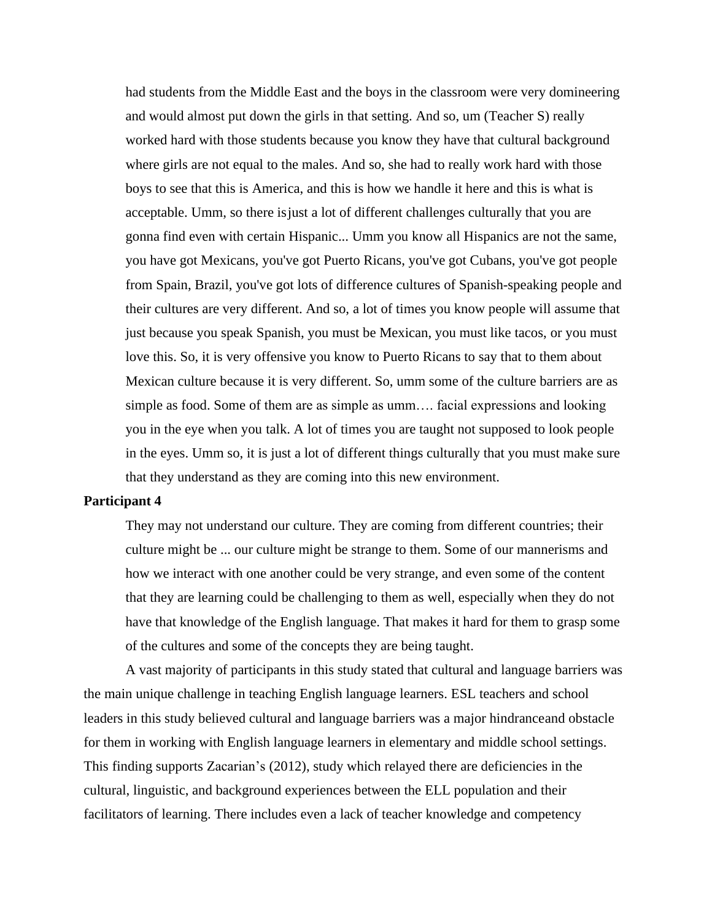had students from the Middle East and the boys in the classroom were very domineering and would almost put down the girls in that setting. And so, um (Teacher S) really worked hard with those students because you know they have that cultural background where girls are not equal to the males. And so, she had to really work hard with those boys to see that this is America, and this is how we handle it here and this is what is acceptable. Umm, so there isjust a lot of different challenges culturally that you are gonna find even with certain Hispanic... Umm you know all Hispanics are not the same, you have got Mexicans, you've got Puerto Ricans, you've got Cubans, you've got people from Spain, Brazil, you've got lots of difference cultures of Spanish-speaking people and their cultures are very different. And so, a lot of times you know people will assume that just because you speak Spanish, you must be Mexican, you must like tacos, or you must love this. So, it is very offensive you know to Puerto Ricans to say that to them about Mexican culture because it is very different. So, umm some of the culture barriers are as simple as food. Some of them are as simple as umm…. facial expressions and looking you in the eye when you talk. A lot of times you are taught not supposed to look people in the eyes. Umm so, it is just a lot of different things culturally that you must make sure that they understand as they are coming into this new environment.

**Participant 4**

They may not understand our culture. They are coming from different countries; their culture might be ... our culture might be strange to them. Some of our mannerisms and how we interact with one another could be very strange, and even some of the content that they are learning could be challenging to them as well, especially when they do not have that knowledge of the English language. That makes it hard for them to grasp some of the cultures and some of the concepts they are being taught.

A vast majority of participants in this study stated that cultural and language barriers was the main unique challenge in teaching English language learners. ESL teachers and school leaders in this study believed cultural and language barriers was a major hindranceand obstacle for them in working with English language learners in elementary and middle school settings. This finding supports Zacarian's (2012), study which relayed there are deficiencies in the cultural, linguistic, and background experiences between the ELL population and their facilitators of learning. There includes even a lack of teacher knowledge and competency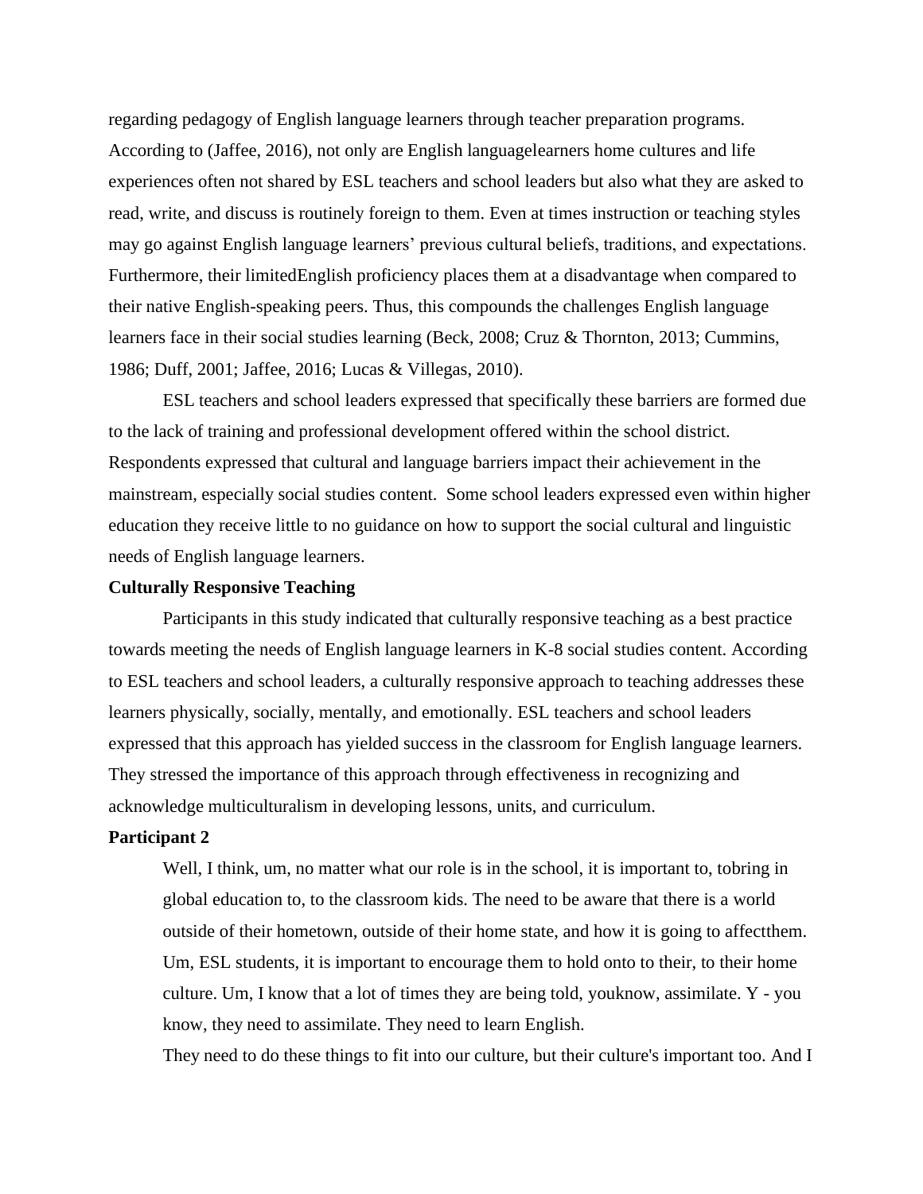regarding pedagogy of English language learners through teacher preparation programs. According to (Jaffee, 2016), not only are English languagelearners home cultures and life experiences often not shared by ESL teachers and school leaders but also what they are asked to read, write, and discuss is routinely foreign to them. Even at times instruction or teaching styles may go against English language learners' previous cultural beliefs, traditions, and expectations. Furthermore, their limitedEnglish proficiency places them at a disadvantage when compared to their native English-speaking peers. Thus, this compounds the challenges English language learners face in their social studies learning (Beck, 2008; Cruz & Thornton, 2013; Cummins, 1986; Duff, 2001; Jaffee, 2016; Lucas & Villegas, 2010).

ESL teachers and school leaders expressed that specifically these barriers are formed due to the lack of training and professional development offered within the school district. Respondents expressed that cultural and language barriers impact their achievement in the mainstream, especially social studies content. Some school leaders expressed even within higher education they receive little to no guidance on how to support the social cultural and linguistic needs of English language learners.

**Culturally Responsive Teaching**

Participants in this study indicated that culturally responsive teaching as a best practice towards meeting the needs of English language learners in K-8 social studies content. According to ESL teachers and school leaders, a culturally responsive approach to teaching addresses these learners physically, socially, mentally, and emotionally. ESL teachers and school leaders expressed that this approach has yielded success in the classroom for English language learners. They stressed the importance of this approach through effectiveness in recognizing and acknowledge multiculturalism in developing lessons, units, and curriculum.

**Participant 2**

> Well, I think, um, no matter what our role is in the school, it is important to, tobring in global education to, to the classroom kids. The need to be aware that there is a world outside of their hometown, outside of their home state, and how it is going to affectthem. Um, ESL students, it is important to encourage them to hold onto to their, to their home culture. Um, I know that a lot of times they are being told, youknow, assimilate. Y - you know, they need to assimilate. They need to learn English.
>
> They need to do these things to fit into our culture, but their culture's important too. And I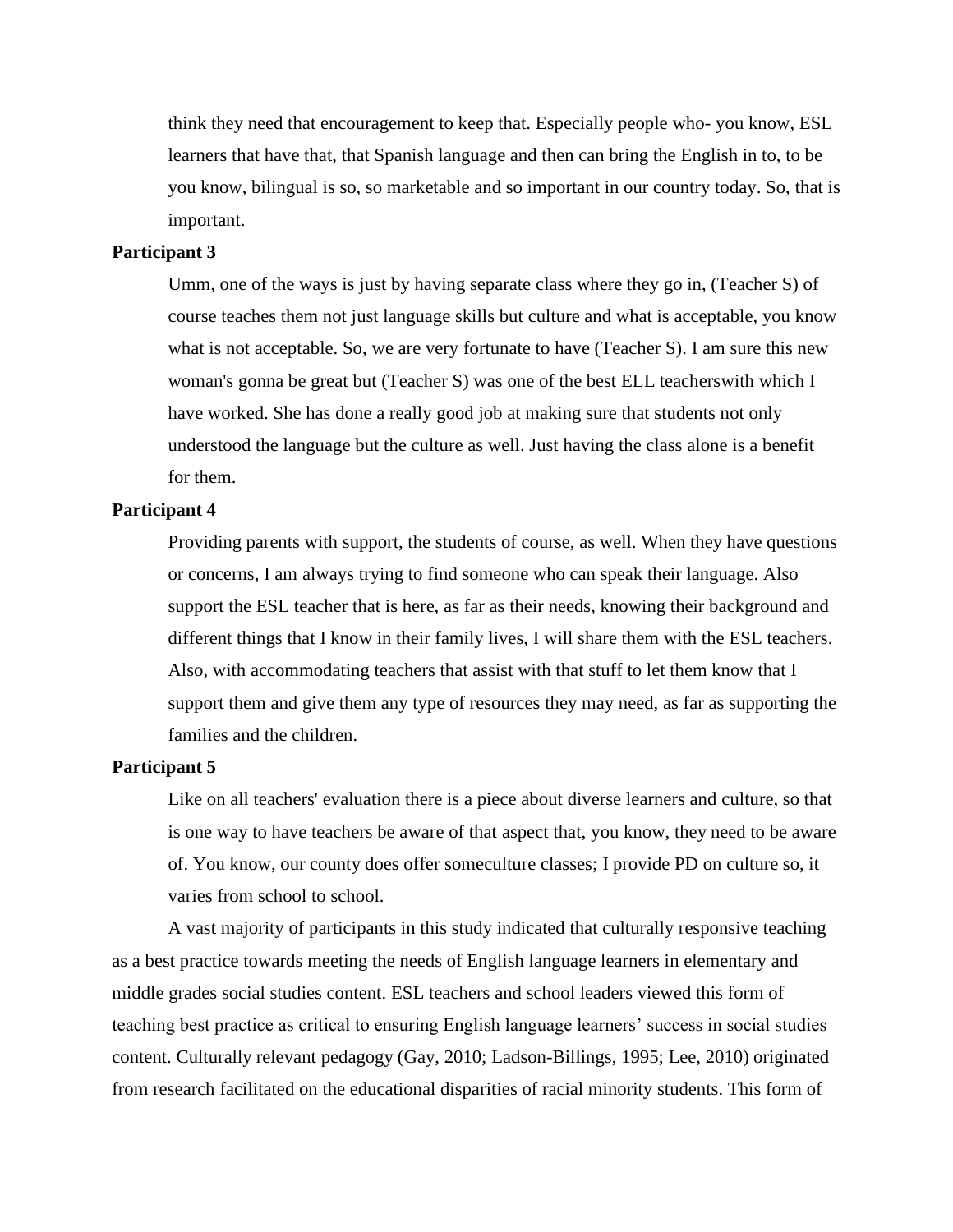think they need that encouragement to keep that. Especially people who- you know, ESL learners that have that, that Spanish language and then can bring the English in to, to be you know, bilingual is so, so marketable and so important in our country today. So, that is important.

**Participant 3**

Umm, one of the ways is just by having separate class where they go in, (Teacher S) of course teaches them not just language skills but culture and what is acceptable, you know what is not acceptable. So, we are very fortunate to have (Teacher S). I am sure this new woman's gonna be great but (Teacher S) was one of the best ELL teacherswith which I have worked. She has done a really good job at making sure that students not only understood the language but the culture as well. Just having the class alone is a benefit for them.

**Participant 4**

Providing parents with support, the students of course, as well. When they have questions or concerns, I am always trying to find someone who can speak their language. Also support the ESL teacher that is here, as far as their needs, knowing their background and different things that I know in their family lives, I will share them with the ESL teachers. Also, with accommodating teachers that assist with that stuff to let them know that I support them and give them any type of resources they may need, as far as supporting the families and the children.

**Participant 5**

Like on all teachers' evaluation there is a piece about diverse learners and culture, so that is one way to have teachers be aware of that aspect that, you know, they need to be aware of. You know, our county does offer someculture classes; I provide PD on culture so, it varies from school to school.

A vast majority of participants in this study indicated that culturally responsive teaching as a best practice towards meeting the needs of English language learners in elementary and middle grades social studies content. ESL teachers and school leaders viewed this form of teaching best practice as critical to ensuring English language learners' success in social studies content. Culturally relevant pedagogy (Gay, 2010; Ladson-Billings, 1995; Lee, 2010) originated from research facilitated on the educational disparities of racial minority students. This form of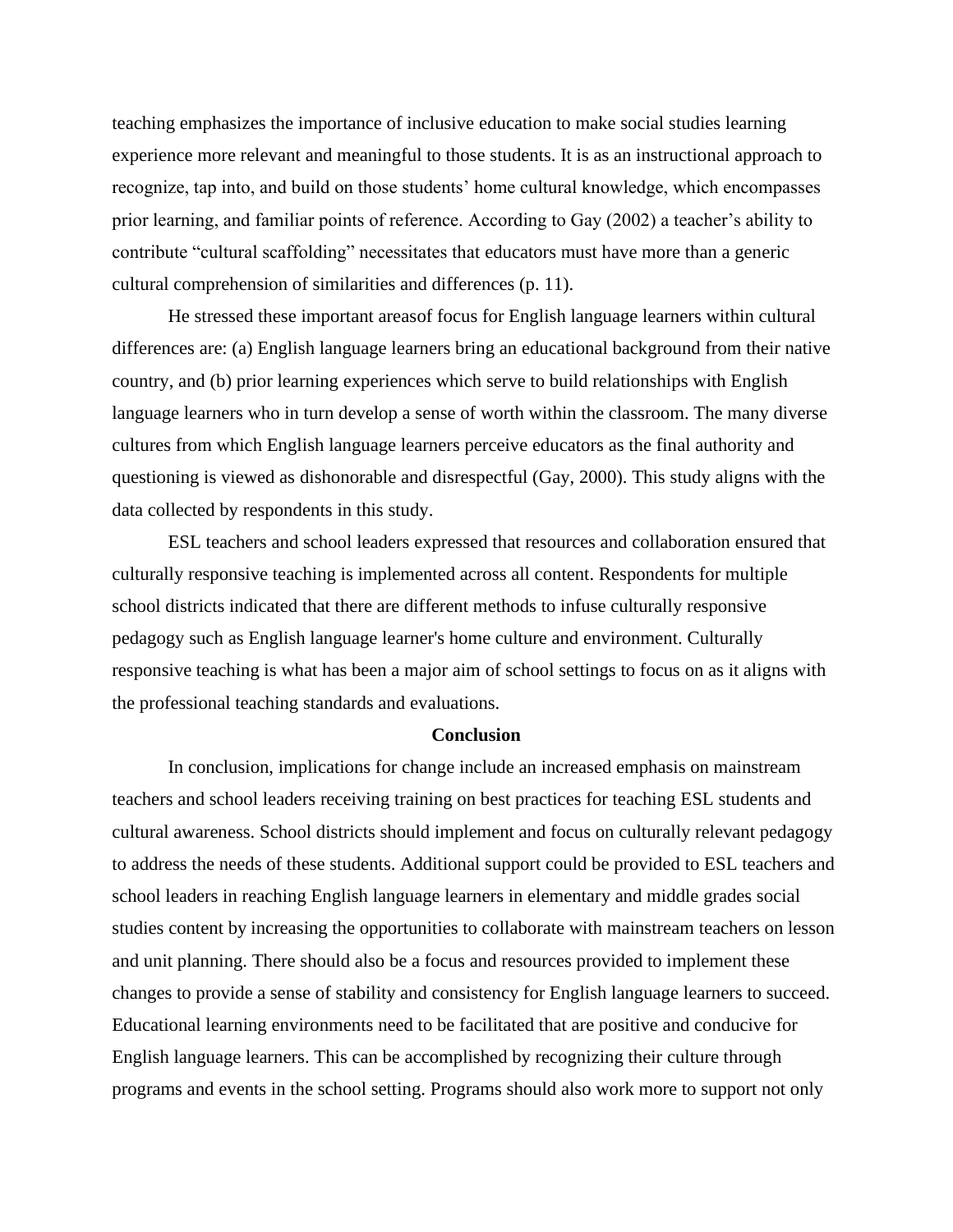teaching emphasizes the importance of inclusive education to make social studies learning experience more relevant and meaningful to those students. It is as an instructional approach to recognize, tap into, and build on those students' home cultural knowledge, which encompasses prior learning, and familiar points of reference. According to Gay (2002) a teacher's ability to contribute "cultural scaffolding" necessitates that educators must have more than a generic cultural comprehension of similarities and differences (p. 11).

He stressed these important areasof focus for English language learners within cultural differences are: (a) English language learners bring an educational background from their native country, and (b) prior learning experiences which serve to build relationships with English language learners who in turn develop a sense of worth within the classroom. The many diverse cultures from which English language learners perceive educators as the final authority and questioning is viewed as dishonorable and disrespectful (Gay, 2000). This study aligns with the data collected by respondents in this study.

ESL teachers and school leaders expressed that resources and collaboration ensured that culturally responsive teaching is implemented across all content. Respondents for multiple school districts indicated that there are different methods to infuse culturally responsive pedagogy such as English language learner's home culture and environment. Culturally responsive teaching is what has been a major aim of school settings to focus on as it aligns with the professional teaching standards and evaluations.

## Conclusion

In conclusion, implications for change include an increased emphasis on mainstream teachers and school leaders receiving training on best practices for teaching ESL students and cultural awareness. School districts should implement and focus on culturally relevant pedagogy to address the needs of these students. Additional support could be provided to ESL teachers and school leaders in reaching English language learners in elementary and middle grades social studies content by increasing the opportunities to collaborate with mainstream teachers on lesson and unit planning. There should also be a focus and resources provided to implement these changes to provide a sense of stability and consistency for English language learners to succeed. Educational learning environments need to be facilitated that are positive and conducive for English language learners. This can be accomplished by recognizing their culture through programs and events in the school setting. Programs should also work more to support not only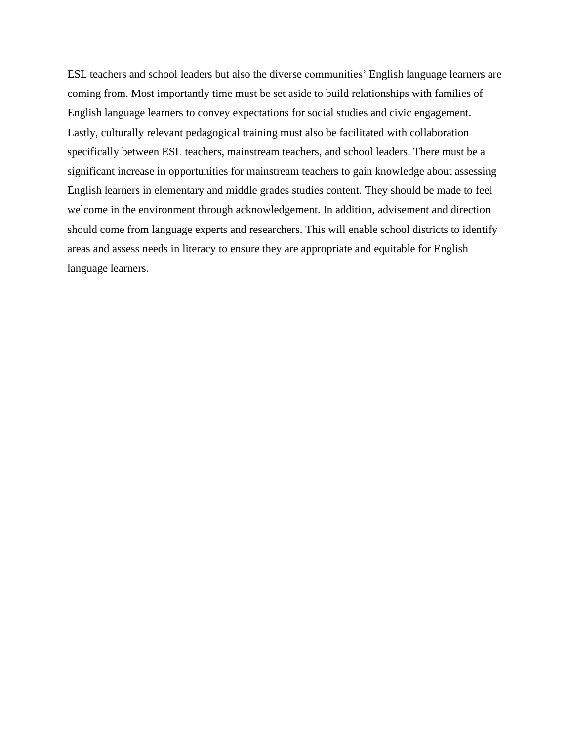ESL teachers and school leaders but also the diverse communities' English language learners are coming from. Most importantly time must be set aside to build relationships with families of English language learners to convey expectations for social studies and civic engagement. Lastly, culturally relevant pedagogical training must also be facilitated with collaboration specifically between ESL teachers, mainstream teachers, and school leaders. There must be a significant increase in opportunities for mainstream teachers to gain knowledge about assessing English learners in elementary and middle grades studies content. They should be made to feel welcome in the environment through acknowledgement. In addition, advisement and direction should come from language experts and researchers. This will enable school districts to identify areas and assess needs in literacy to ensure they are appropriate and equitable for English language learners.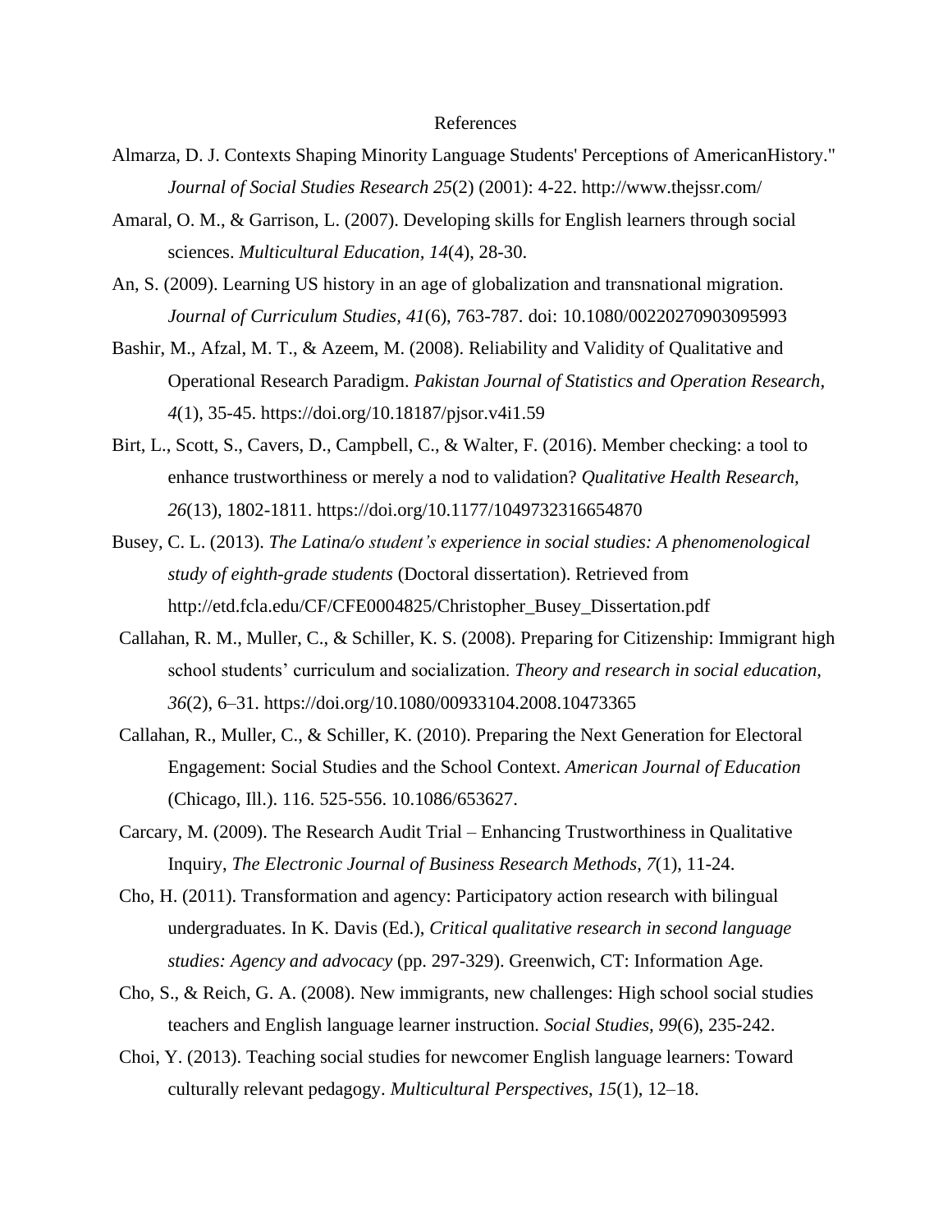# References

Almarza, D. J. Contexts Shaping Minority Language Students' Perceptions of AmericanHistory." *Journal of Social Studies Research 25*(2) (2001): 4-22. http://www.thejssr.com/

Amaral, O. M., & Garrison, L. (2007). Developing skills for English learners through social sciences. *Multicultural Education*, *14*(4), 28-30.

An, S. (2009). Learning US history in an age of globalization and transnational migration. *Journal of Curriculum Studies, 41*(6), 763-787. doi: 10.1080/00220270903095993

Bashir, M., Afzal, M. T., & Azeem, M. (2008). Reliability and Validity of Qualitative and Operational Research Paradigm. *Pakistan Journal of Statistics and Operation Research*, *4*(1), 35-45. https://doi.org/10.18187/pjsor.v4i1.59

Birt, L., Scott, S., Cavers, D., Campbell, C., & Walter, F. (2016). Member checking: a tool to enhance trustworthiness or merely a nod to validation? *Qualitative Health Research, 26*(13), 1802-1811. https://doi.org/10.1177/1049732316654870

Busey, C. L. (2013). *The Latina/o student's experience in social studies: A phenomenological study of eighth-grade students* (Doctoral dissertation). Retrieved from http://etd.fcla.edu/CF/CFE0004825/Christopher_Busey_Dissertation.pdf

Callahan, R. M., Muller, C., & Schiller, K. S. (2008). Preparing for Citizenship: Immigrant high school students' curriculum and socialization. *Theory and research in social education, 36*(2), 6–31. https://doi.org/10.1080/00933104.2008.10473365

Callahan, R., Muller, C., & Schiller, K. (2010). Preparing the Next Generation for Electoral Engagement: Social Studies and the School Context. *American Journal of Education* (Chicago, Ill.). 116. 525-556. 10.1086/653627.

Carcary, M. (2009). The Research Audit Trial – Enhancing Trustworthiness in Qualitative Inquiry, *The Electronic Journal of Business Research Methods*, *7*(1), 11-24.

Cho, H. (2011). Transformation and agency: Participatory action research with bilingual undergraduates. In K. Davis (Ed.), *Critical qualitative research in second language studies: Agency and advocacy* (pp. 297-329). Greenwich, CT: Information Age.

Cho, S., & Reich, G. A. (2008). New immigrants, new challenges: High school social studies teachers and English language learner instruction. *Social Studies, 99*(6), 235-242.

Choi, Y. (2013). Teaching social studies for newcomer English language learners: Toward culturally relevant pedagogy. *Multicultural Perspectives*, *15*(1), 12–18.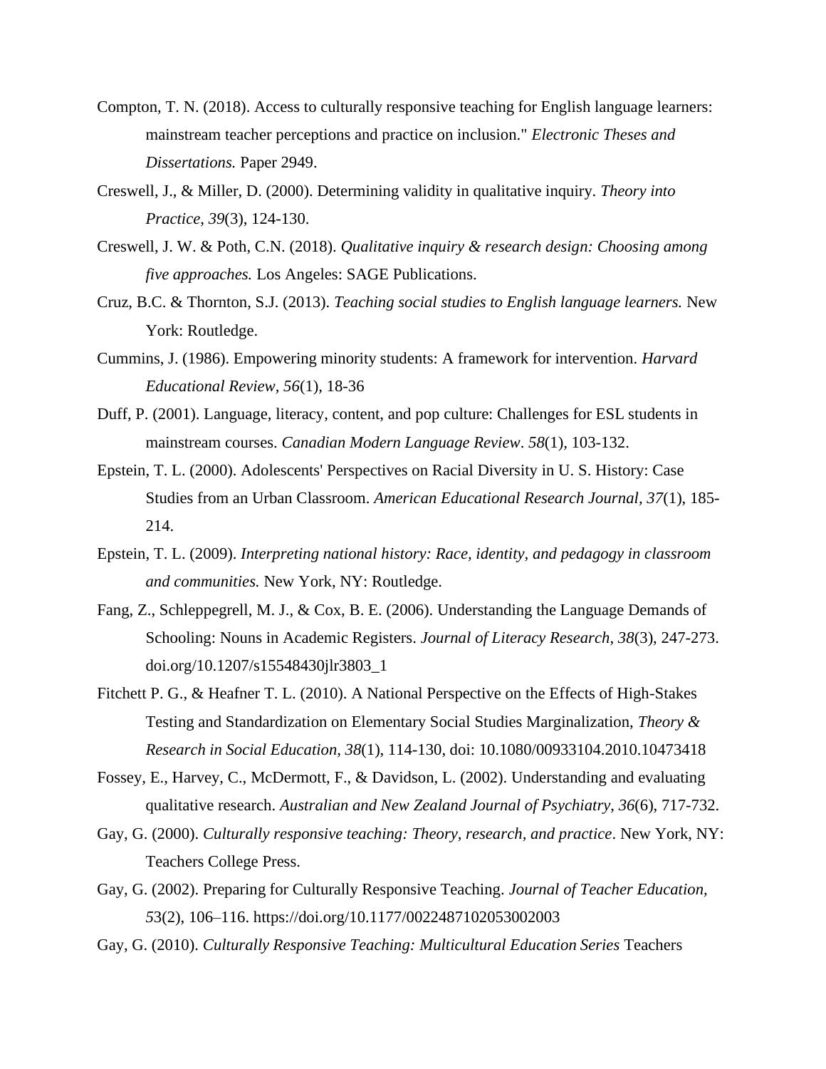Compton, T. N. (2018). Access to culturally responsive teaching for English language learners: mainstream teacher perceptions and practice on inclusion." *Electronic Theses and Dissertations.* Paper 2949.

Creswell, J., & Miller, D. (2000). Determining validity in qualitative inquiry. *Theory into Practice*, *39*(3), 124-130.

Creswell, J. W. & Poth, C.N. (2018). *Qualitative inquiry & research design: Choosing among five approaches.* Los Angeles: SAGE Publications.

Cruz, B.C. & Thornton, S.J. (2013). *Teaching social studies to English language learners.* New York: Routledge.

Cummins, J. (1986). Empowering minority students: A framework for intervention. *Harvard Educational Review*, *56*(1), 18-36

Duff, P. (2001). Language, literacy, content, and pop culture: Challenges for ESL students in mainstream courses. *Canadian Modern Language Review*. *58*(1), 103-132.

Epstein, T. L. (2000). Adolescents' Perspectives on Racial Diversity in U. S. History: Case Studies from an Urban Classroom. *American Educational Research Journal, 37*(1), 185-214.

Epstein, T. L. (2009). *Interpreting national history: Race, identity, and pedagogy in classroom and communities.* New York, NY: Routledge.

Fang, Z., Schleppegrell, M. J., & Cox, B. E. (2006). Understanding the Language Demands of Schooling: Nouns in Academic Registers. *Journal of Literacy Research*, *38*(3), 247-273. doi.org/10.1207/s15548430jlr3803_1

Fitchett P. G., & Heafner T. L. (2010). A National Perspective on the Effects of High-Stakes Testing and Standardization on Elementary Social Studies Marginalization, *Theory & Research in Social Education, 38*(1), 114-130, doi: 10.1080/00933104.2010.10473418

Fossey, E., Harvey, C., McDermott, F., & Davidson, L. (2002). Understanding and evaluating qualitative research. *Australian and New Zealand Journal of Psychiatry*, *36*(6), 717-732.

Gay, G. (2000). *Culturally responsive teaching: Theory, research, and practice*. New York, NY: Teachers College Press.

Gay, G. (2002). Preparing for Culturally Responsive Teaching. *Journal of Teacher Education, 5*3(2), 106–116. https://doi.org/10.1177/0022487102053002003

Gay, G. (2010). *Culturally Responsive Teaching: Multicultural Education Series* Teachers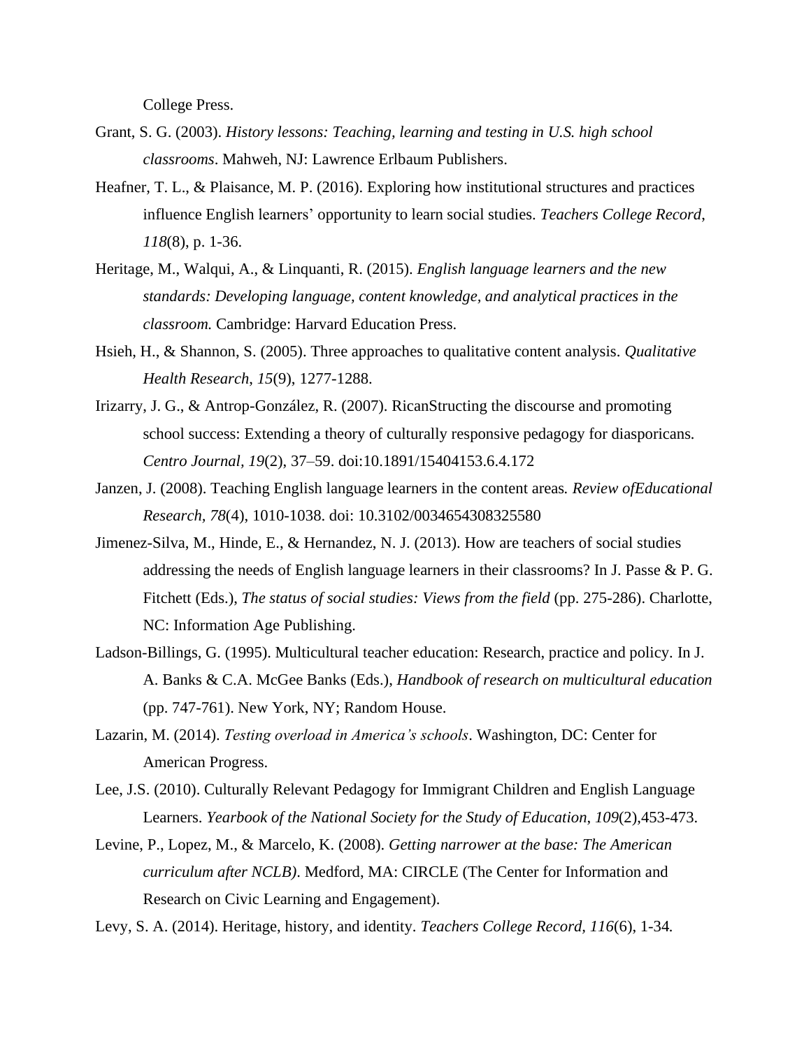College Press.

Grant, S. G. (2003). *History lessons: Teaching, learning and testing in U.S. high school classrooms*. Mahweh, NJ: Lawrence Erlbaum Publishers.

Heafner, T. L., & Plaisance, M. P. (2016). Exploring how institutional structures and practices influence English learners' opportunity to learn social studies. *Teachers College Record, 118*(8), p. 1-36.

Heritage, M., Walqui, A., & Linquanti, R. (2015). *English language learners and the new standards: Developing language, content knowledge, and analytical practices in the classroom.* Cambridge: Harvard Education Press.

Hsieh, H., & Shannon, S. (2005). Three approaches to qualitative content analysis. *Qualitative Health Research*, *15*(9), 1277-1288.

Irizarry, J. G., & Antrop-González, R. (2007). RicanStructing the discourse and promoting school success: Extending a theory of culturally responsive pedagogy for diasporicans. *Centro Journal, 19*(2), 37–59. doi:10.1891/15404153.6.4.172

Janzen, J. (2008). Teaching English language learners in the content areas*. Review ofEducational Research, 78*(4), 1010-1038. doi: 10.3102/0034654308325580

Jimenez-Silva, M., Hinde, E., & Hernandez, N. J. (2013). How are teachers of social studies addressing the needs of English language learners in their classrooms? In J. Passe & P. G. Fitchett (Eds.), *The status of social studies: Views from the field* (pp. 275-286). Charlotte, NC: Information Age Publishing.

Ladson-Billings, G. (1995). Multicultural teacher education: Research, practice and policy. In J. A. Banks & C.A. McGee Banks (Eds.), *Handbook of research on multicultural education* (pp. 747-761). New York, NY; Random House.

Lazarin, M. (2014). *Testing overload in America's schools*. Washington, DC: Center for American Progress.

Lee, J.S. (2010). Culturally Relevant Pedagogy for Immigrant Children and English Language Learners. *Yearbook of the National Society for the Study of Education*, *109*(2),453-473.

Levine, P., Lopez, M., & Marcelo, K. (2008). *Getting narrower at the base: The American curriculum after NCLB)*. Medford, MA: CIRCLE (The Center for Information and Research on Civic Learning and Engagement).

Levy, S. A. (2014). Heritage, history, and identity. *Teachers College Record, 116*(6), 1-34*.*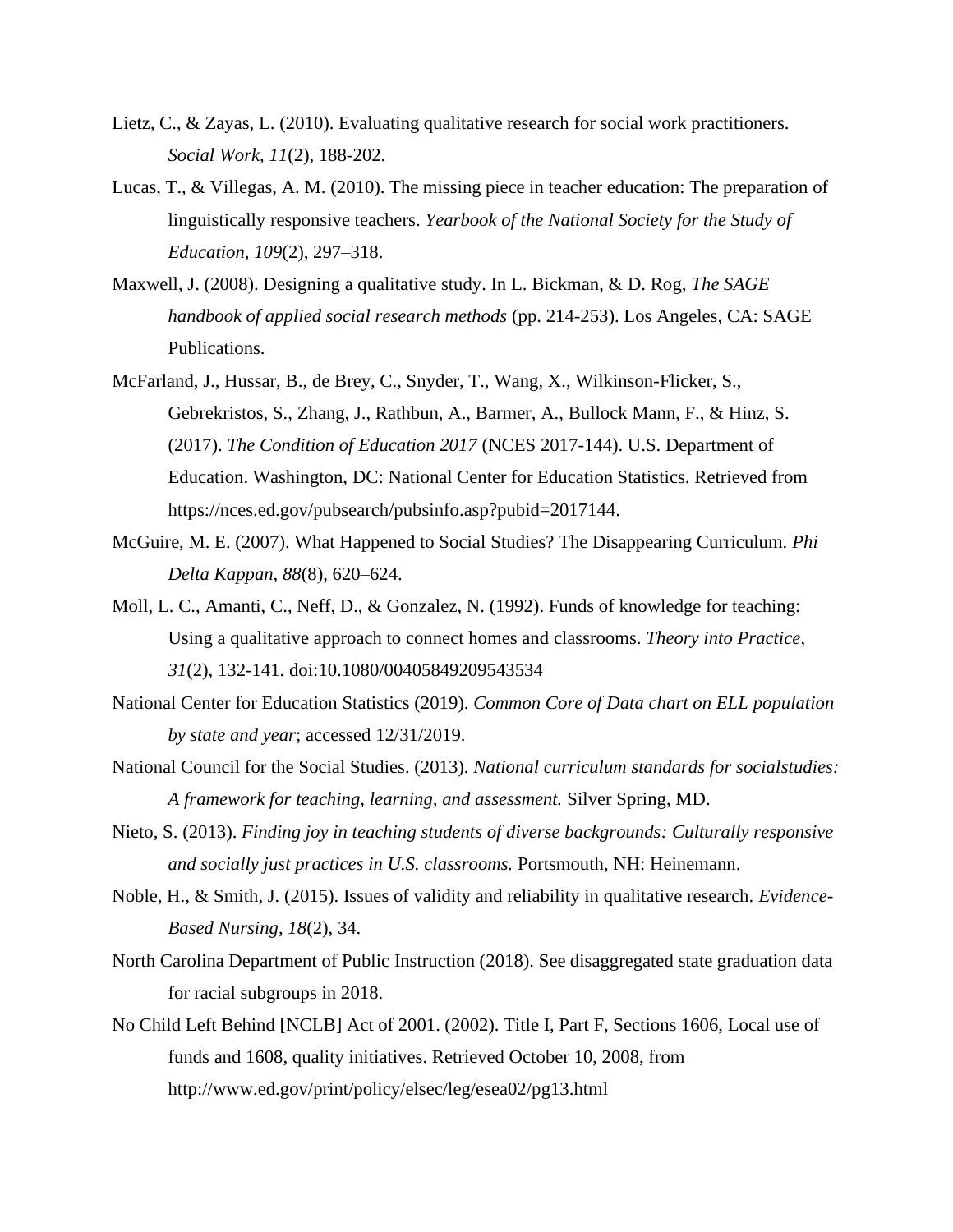Lietz, C., & Zayas, L. (2010). Evaluating qualitative research for social work practitioners. *Social Work, 11*(2), 188-202.

Lucas, T., & Villegas, A. M. (2010). The missing piece in teacher education: The preparation of linguistically responsive teachers. *Yearbook of the National Society for the Study of Education, 109*(2), 297–318.

Maxwell, J. (2008). Designing a qualitative study. In L. Bickman, & D. Rog, *The SAGE handbook of applied social research methods* (pp. 214-253). Los Angeles, CA: SAGE Publications.

McFarland, J., Hussar, B., de Brey, C., Snyder, T., Wang, X., Wilkinson-Flicker, S., Gebrekristos, S., Zhang, J., Rathbun, A., Barmer, A., Bullock Mann, F., & Hinz, S. (2017). *The Condition of Education 2017* (NCES 2017-144). U.S. Department of Education. Washington, DC: National Center for Education Statistics. Retrieved from https://nces.ed.gov/pubsearch/pubsinfo.asp?pubid=2017144.

McGuire, M. E. (2007). What Happened to Social Studies? The Disappearing Curriculum. *Phi Delta Kappan, 88*(8), 620–624.

Moll, L. C., Amanti, C., Neff, D., & Gonzalez, N. (1992). Funds of knowledge for teaching: Using a qualitative approach to connect homes and classrooms. *Theory into Practice*, *31*(2), 132-141. doi:10.1080/00405849209543534

National Center for Education Statistics (2019). *Common Core of Data chart on ELL population by state and year*; accessed 12/31/2019.

National Council for the Social Studies. (2013). *National curriculum standards for socialstudies: A framework for teaching, learning, and assessment.* Silver Spring, MD.

Nieto, S. (2013). *Finding joy in teaching students of diverse backgrounds: Culturally responsive and socially just practices in U.S. classrooms.* Portsmouth, NH: Heinemann.

Noble, H., & Smith, J. (2015). Issues of validity and reliability in qualitative research. *Evidence-Based Nursing*, *18*(2), 34.

North Carolina Department of Public Instruction (2018). See disaggregated state graduation data for racial subgroups in 2018.

No Child Left Behind [NCLB] Act of 2001. (2002). Title I, Part F, Sections 1606, Local use of funds and 1608, quality initiatives. Retrieved October 10, 2008, from http://www.ed.gov/print/policy/elsec/leg/esea02/pg13.html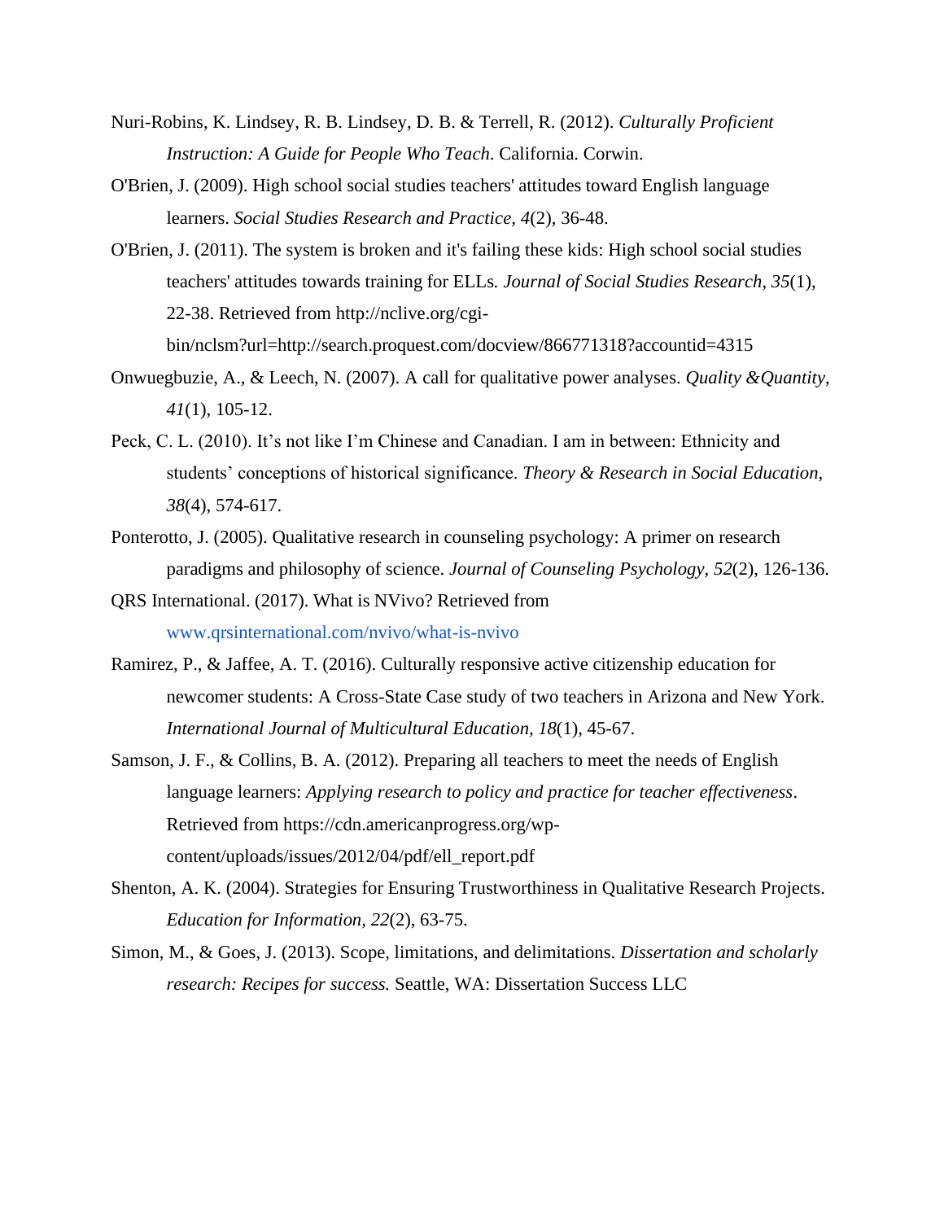Nuri-Robins, K. Lindsey, R. B. Lindsey, D. B. & Terrell, R. (2012). *Culturally Proficient Instruction: A Guide for People Who Teach*. California. Corwin.

O'Brien, J. (2009). High school social studies teachers' attitudes toward English language learners. *Social Studies Research and Practice*, *4*(2), 36-48.

O'Brien, J. (2011). The system is broken and it's failing these kids: High school social studies teachers' attitudes towards training for ELLs. *Journal of Social Studies Research*, *35*(1), 22-38. Retrieved from http://nclive.org/cgi-bin/nclsm?url=http://search.proquest.com/docview/866771318?accountid=4315

Onwuegbuzie, A., & Leech, N. (2007). A call for qualitative power analyses. *Quality &Quantity*, *41*(1), 105-12.

Peck, C. L. (2010). It's not like I'm Chinese and Canadian. I am in between: Ethnicity and students' conceptions of historical significance. *Theory & Research in Social Education*, *38*(4), 574-617.

Ponterotto, J. (2005). Qualitative research in counseling psychology: A primer on research paradigms and philosophy of science. *Journal of Counseling Psychology*, *52*(2), 126-136.

QRS International. (2017). What is NVivo? Retrieved from www.qrsinternational.com/nvivo/what-is-nvivo

Ramirez, P., & Jaffee, A. T. (2016). Culturally responsive active citizenship education for newcomer students: A Cross-State Case study of two teachers in Arizona and New York. *International Journal of Multicultural Education, 18*(1), 45-67.

Samson, J. F., & Collins, B. A. (2012). Preparing all teachers to meet the needs of English language learners: *Applying research to policy and practice for teacher effectiveness*. Retrieved from https://cdn.americanprogress.org/wp-content/uploads/issues/2012/04/pdf/ell_report.pdf

Shenton, A. K. (2004). Strategies for Ensuring Trustworthiness in Qualitative Research Projects. *Education for Information*, *22*(2), 63-75.

Simon, M., & Goes, J. (2013). Scope, limitations, and delimitations. *Dissertation and scholarly research: Recipes for success.* Seattle, WA: Dissertation Success LLC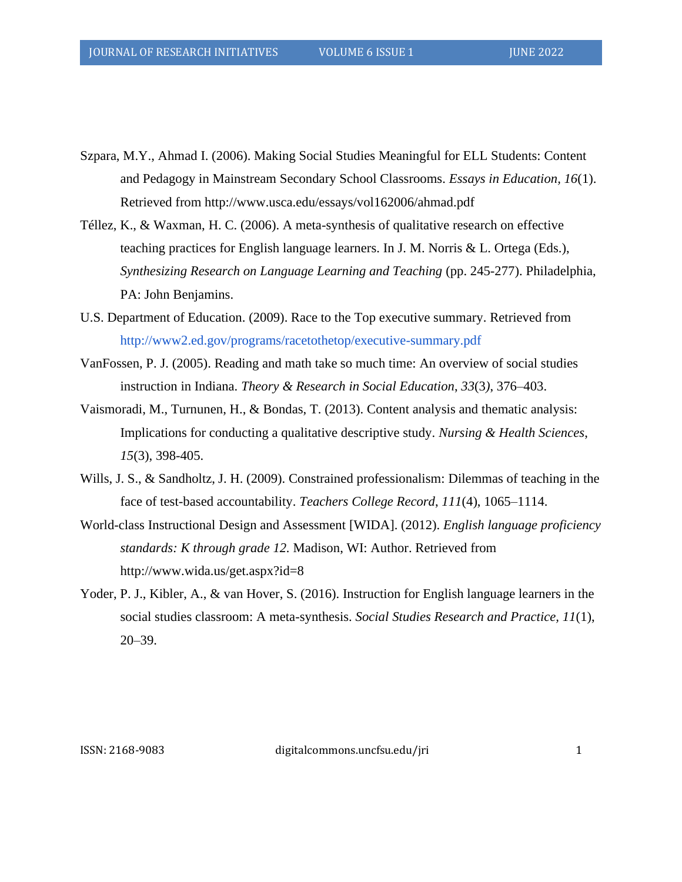Szpara, M.Y., Ahmad I. (2006). Making Social Studies Meaningful for ELL Students: Content and Pedagogy in Mainstream Secondary School Classrooms. *Essays in Education, 16*(1). Retrieved from http://www.usca.edu/essays/vol162006/ahmad.pdf

Téllez, K., & Waxman, H. C. (2006). A meta-synthesis of qualitative research on effective teaching practices for English language learners. In J. M. Norris & L. Ortega (Eds.), *Synthesizing Research on Language Learning and Teaching* (pp. 245-277). Philadelphia, PA: John Benjamins.

U.S. Department of Education. (2009). Race to the Top executive summary. Retrieved from http://www2.ed.gov/programs/racetothetop/executive-summary.pdf

VanFossen, P. J. (2005). Reading and math take so much time: An overview of social studies instruction in Indiana. *Theory & Research in Social Education*, *33*(3), 376–403.

Vaismoradi, M., Turnunen, H., & Bondas, T. (2013). Content analysis and thematic analysis: Implications for conducting a qualitative descriptive study. *Nursing & Health Sciences*, *15*(3), 398-405.

Wills, J. S., & Sandholtz, J. H. (2009). Constrained professionalism: Dilemmas of teaching in the face of test-based accountability. *Teachers College Record*, *111*(4), 1065–1114.

World-class Instructional Design and Assessment [WIDA]. (2012). *English language proficiency standards: K through grade 12.* Madison, WI: Author. Retrieved from http://www.wida.us/get.aspx?id=8

Yoder, P. J., Kibler, A., & van Hover, S. (2016). Instruction for English language learners in the social studies classroom: A meta-synthesis. *Social Studies Research and Practice, 11*(1), 20–39.